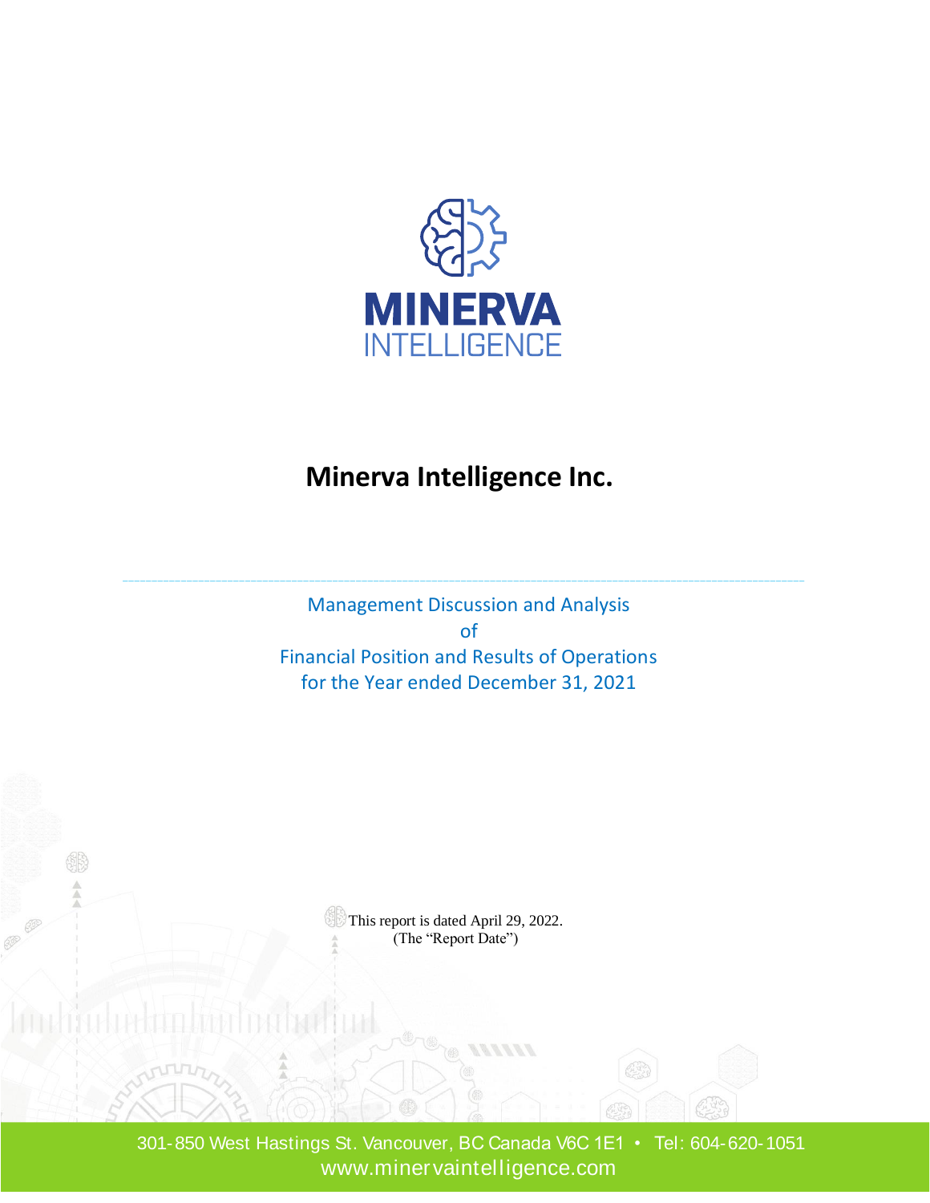MINERVA
INTELLIGENCE

# Minerva Intelligence Inc.

Management Discussion and Analysis
of
Financial Position and Results of Operations
for the Year ended December 31, 2021

This report is dated April 29, 2022.
(The "Report Date")

301-850 West Hastings St. Vancouver, BC Canada V6C 1E1 • Tel: 604-620-1051
www.minervaintelligence.com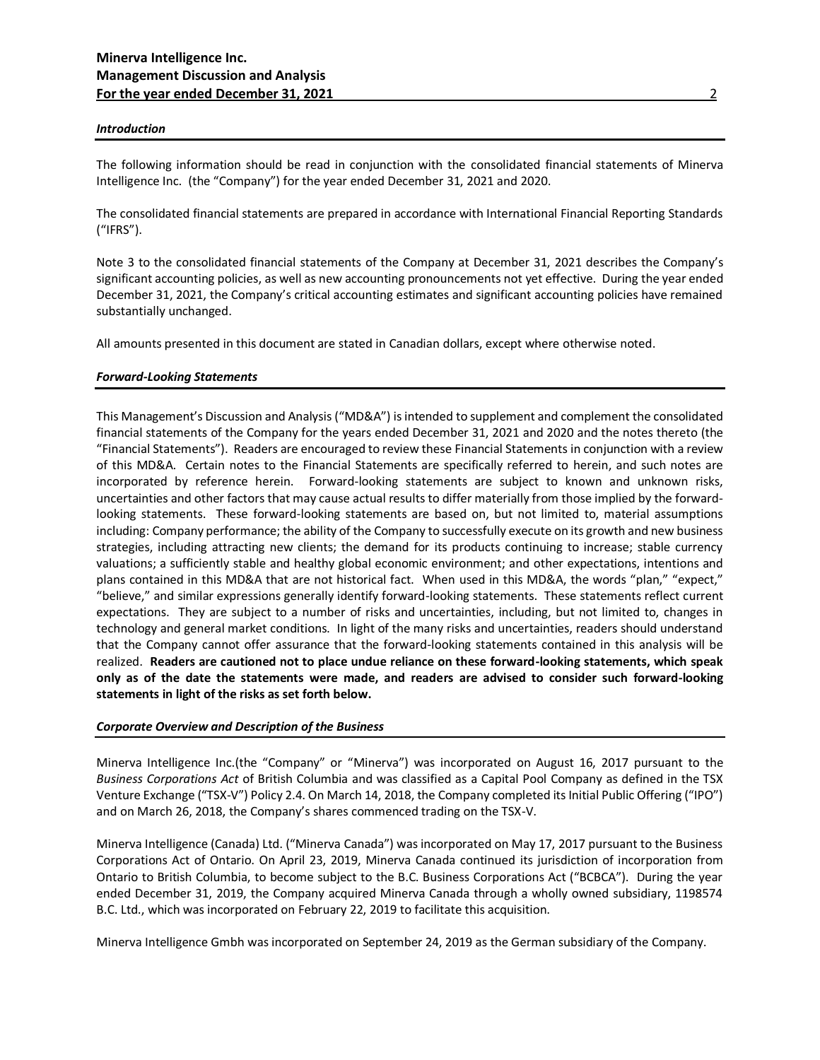### *Introduction*

The following information should be read in conjunction with the consolidated financial statements of Minerva Intelligence Inc. (the "Company") for the year ended December 31, 2021 and 2020.

The consolidated financial statements are prepared in accordance with International Financial Reporting Standards ("IFRS").

Note 3 to the consolidated financial statements of the Company at December 31, 2021 describes the Company's significant accounting policies, as well as new accounting pronouncements not yet effective. During the year ended December 31, 2021, the Company's critical accounting estimates and significant accounting policies have remained substantially unchanged.

All amounts presented in this document are stated in Canadian dollars, except where otherwise noted.

### *Forward-Looking Statements*

This Management's Discussion and Analysis ("MD&A") is intended to supplement and complement the consolidated financial statements of the Company for the years ended December 31, 2021 and 2020 and the notes thereto (the "Financial Statements"). Readers are encouraged to review these Financial Statements in conjunction with a review of this MD&A. Certain notes to the Financial Statements are specifically referred to herein, and such notes are incorporated by reference herein. Forward-looking statements are subject to known and unknown risks, uncertainties and other factors that may cause actual results to differ materially from those implied by the forward-looking statements. These forward-looking statements are based on, but not limited to, material assumptions including: Company performance; the ability of the Company to successfully execute on its growth and new business strategies, including attracting new clients; the demand for its products continuing to increase; stable currency valuations; a sufficiently stable and healthy global economic environment; and other expectations, intentions and plans contained in this MD&A that are not historical fact. When used in this MD&A, the words "plan," "expect," "believe," and similar expressions generally identify forward-looking statements. These statements reflect current expectations. They are subject to a number of risks and uncertainties, including, but not limited to, changes in technology and general market conditions. In light of the many risks and uncertainties, readers should understand that the Company cannot offer assurance that the forward-looking statements contained in this analysis will be realized. **Readers are cautioned not to place undue reliance on these forward-looking statements, which speak only as of the date the statements were made, and readers are advised to consider such forward-looking statements in light of the risks as set forth below.**

### *Corporate Overview and Description of the Business*

Minerva Intelligence Inc.(the "Company" or "Minerva") was incorporated on August 16, 2017 pursuant to the *Business Corporations Act* of British Columbia and was classified as a Capital Pool Company as defined in the TSX Venture Exchange ("TSX-V") Policy 2.4. On March 14, 2018, the Company completed its Initial Public Offering ("IPO") and on March 26, 2018, the Company's shares commenced trading on the TSX-V.

Minerva Intelligence (Canada) Ltd. ("Minerva Canada") was incorporated on May 17, 2017 pursuant to the Business Corporations Act of Ontario. On April 23, 2019, Minerva Canada continued its jurisdiction of incorporation from Ontario to British Columbia, to become subject to the B.C. Business Corporations Act ("BCBCA"). During the year ended December 31, 2019, the Company acquired Minerva Canada through a wholly owned subsidiary, 1198574 B.C. Ltd., which was incorporated on February 22, 2019 to facilitate this acquisition.

Minerva Intelligence Gmbh was incorporated on September 24, 2019 as the German subsidiary of the Company.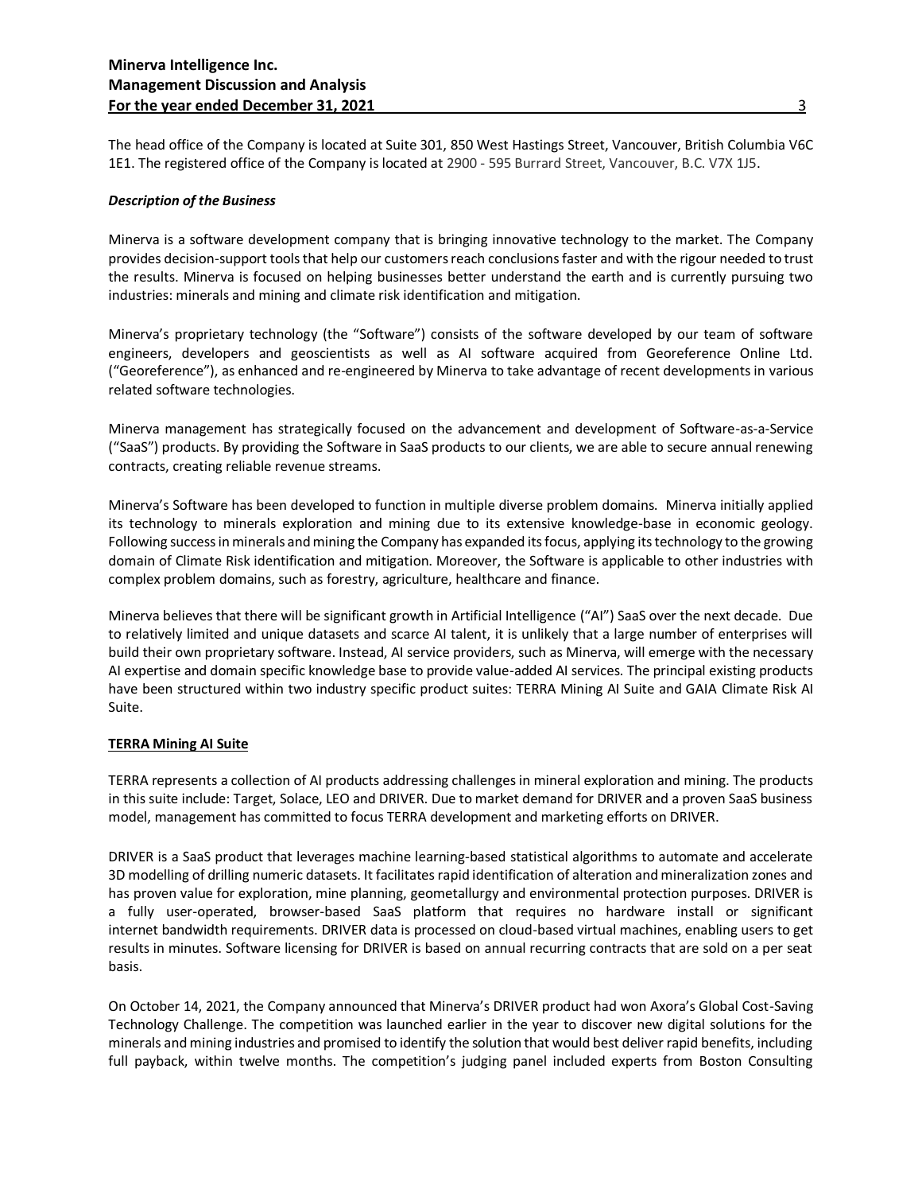The head office of the Company is located at Suite 301, 850 West Hastings Street, Vancouver, British Columbia V6C 1E1. The registered office of the Company is located at 2900 - 595 Burrard Street, Vancouver, B.C. V7X 1J5.

***Description of the Business***

Minerva is a software development company that is bringing innovative technology to the market. The Company provides decision-support tools that help our customers reach conclusions faster and with the rigour needed to trust the results. Minerva is focused on helping businesses better understand the earth and is currently pursuing two industries: minerals and mining and climate risk identification and mitigation.

Minerva's proprietary technology (the "Software") consists of the software developed by our team of software engineers, developers and geoscientists as well as AI software acquired from Georeference Online Ltd. ("Georeference"), as enhanced and re-engineered by Minerva to take advantage of recent developments in various related software technologies.

Minerva management has strategically focused on the advancement and development of Software-as-a-Service ("SaaS") products. By providing the Software in SaaS products to our clients, we are able to secure annual renewing contracts, creating reliable revenue streams.

Minerva's Software has been developed to function in multiple diverse problem domains. Minerva initially applied its technology to minerals exploration and mining due to its extensive knowledge-base in economic geology. Following success in minerals and mining the Company has expanded its focus, applying its technology to the growing domain of Climate Risk identification and mitigation. Moreover, the Software is applicable to other industries with complex problem domains, such as forestry, agriculture, healthcare and finance.

Minerva believes that there will be significant growth in Artificial Intelligence ("AI") SaaS over the next decade. Due to relatively limited and unique datasets and scarce AI talent, it is unlikely that a large number of enterprises will build their own proprietary software. Instead, AI service providers, such as Minerva, will emerge with the necessary AI expertise and domain specific knowledge base to provide value-added AI services. The principal existing products have been structured within two industry specific product suites: TERRA Mining AI Suite and GAIA Climate Risk AI Suite.

**TERRA Mining AI Suite**

TERRA represents a collection of AI products addressing challenges in mineral exploration and mining. The products in this suite include: Target, Solace, LEO and DRIVER. Due to market demand for DRIVER and a proven SaaS business model, management has committed to focus TERRA development and marketing efforts on DRIVER.

DRIVER is a SaaS product that leverages machine learning-based statistical algorithms to automate and accelerate 3D modelling of drilling numeric datasets. It facilitates rapid identification of alteration and mineralization zones and has proven value for exploration, mine planning, geometallurgy and environmental protection purposes. DRIVER is a fully user-operated, browser-based SaaS platform that requires no hardware install or significant internet bandwidth requirements. DRIVER data is processed on cloud-based virtual machines, enabling users to get results in minutes. Software licensing for DRIVER is based on annual recurring contracts that are sold on a per seat basis.

On October 14, 2021, the Company announced that Minerva's DRIVER product had won Axora's Global Cost-Saving Technology Challenge. The competition was launched earlier in the year to discover new digital solutions for the minerals and mining industries and promised to identify the solution that would best deliver rapid benefits, including full payback, within twelve months. The competition's judging panel included experts from Boston Consulting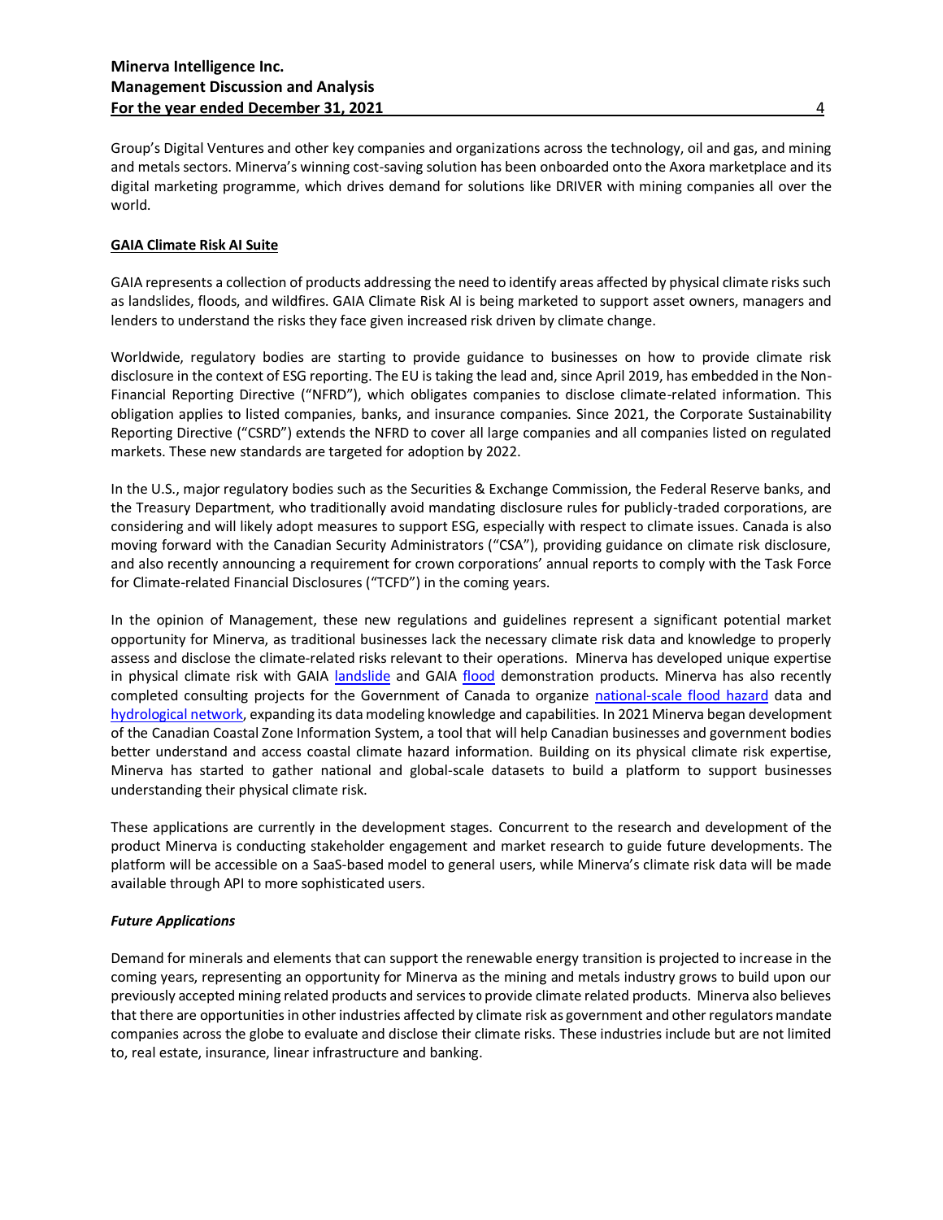Group's Digital Ventures and other key companies and organizations across the technology, oil and gas, and mining and metals sectors. Minerva's winning cost-saving solution has been onboarded onto the Axora marketplace and its digital marketing programme, which drives demand for solutions like DRIVER with mining companies all over the world.

**GAIA Climate Risk AI Suite**

GAIA represents a collection of products addressing the need to identify areas affected by physical climate risks such as landslides, floods, and wildfires. GAIA Climate Risk AI is being marketed to support asset owners, managers and lenders to understand the risks they face given increased risk driven by climate change.

Worldwide, regulatory bodies are starting to provide guidance to businesses on how to provide climate risk disclosure in the context of ESG reporting. The EU is taking the lead and, since April 2019, has embedded in the Non-Financial Reporting Directive ("NFRD"), which obligates companies to disclose climate-related information. This obligation applies to listed companies, banks, and insurance companies. Since 2021, the Corporate Sustainability Reporting Directive ("CSRD") extends the NFRD to cover all large companies and all companies listed on regulated markets. These new standards are targeted for adoption by 2022.

In the U.S., major regulatory bodies such as the Securities & Exchange Commission, the Federal Reserve banks, and the Treasury Department, who traditionally avoid mandating disclosure rules for publicly-traded corporations, are considering and will likely adopt measures to support ESG, especially with respect to climate issues. Canada is also moving forward with the Canadian Security Administrators ("CSA"), providing guidance on climate risk disclosure, and also recently announcing a requirement for crown corporations' annual reports to comply with the Task Force for Climate-related Financial Disclosures ("TCFD") in the coming years.

In the opinion of Management, these new regulations and guidelines represent a significant potential market opportunity for Minerva, as traditional businesses lack the necessary climate risk data and knowledge to properly assess and disclose the climate-related risks relevant to their operations. Minerva has developed unique expertise in physical climate risk with GAIA landslide and GAIA flood demonstration products. Minerva has also recently completed consulting projects for the Government of Canada to organize national-scale flood hazard data and hydrological network, expanding its data modeling knowledge and capabilities. In 2021 Minerva began development of the Canadian Coastal Zone Information System, a tool that will help Canadian businesses and government bodies better understand and access coastal climate hazard information. Building on its physical climate risk expertise, Minerva has started to gather national and global-scale datasets to build a platform to support businesses understanding their physical climate risk.

These applications are currently in the development stages. Concurrent to the research and development of the product Minerva is conducting stakeholder engagement and market research to guide future developments. The platform will be accessible on a SaaS-based model to general users, while Minerva's climate risk data will be made available through API to more sophisticated users.

***Future Applications***

Demand for minerals and elements that can support the renewable energy transition is projected to increase in the coming years, representing an opportunity for Minerva as the mining and metals industry grows to build upon our previously accepted mining related products and services to provide climate related products. Minerva also believes that there are opportunities in other industries affected by climate risk as government and other regulators mandate companies across the globe to evaluate and disclose their climate risks. These industries include but are not limited to, real estate, insurance, linear infrastructure and banking.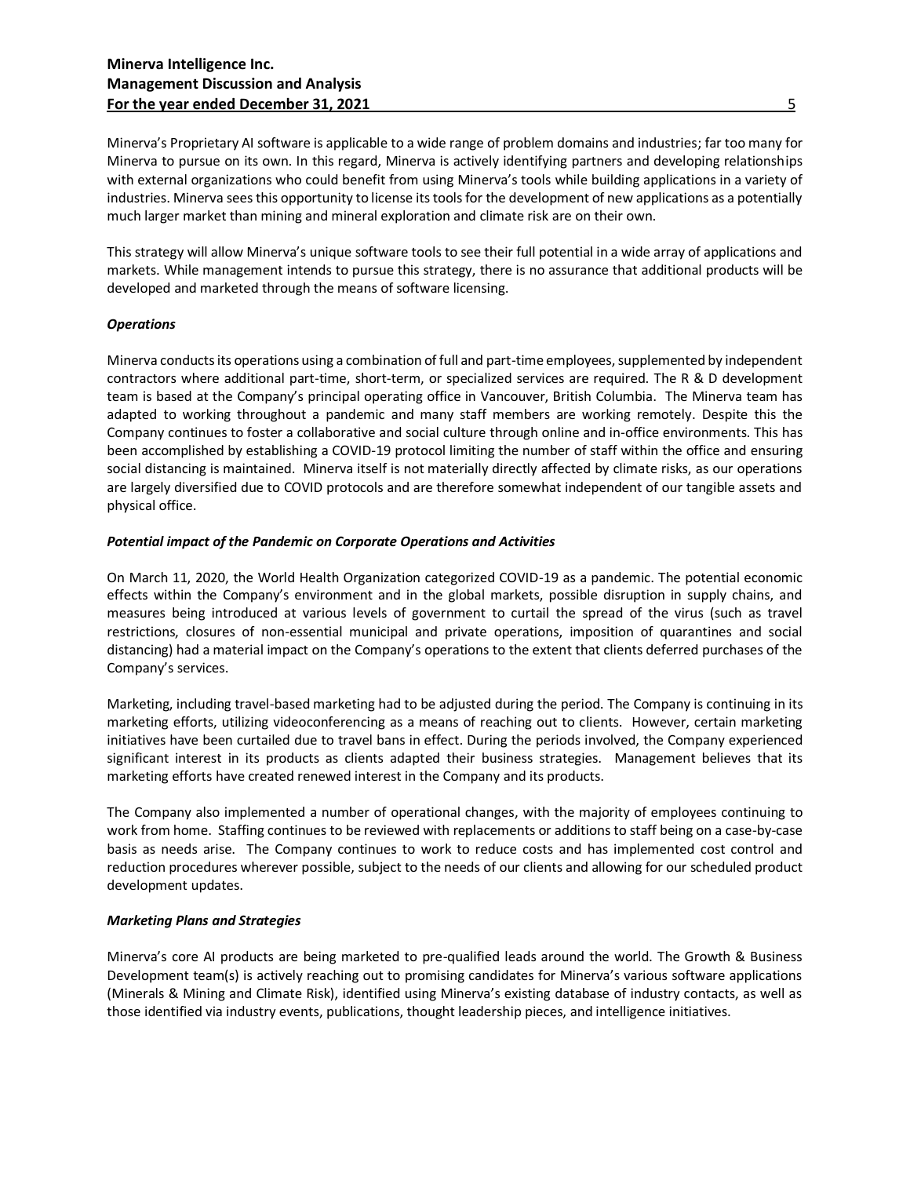Minerva's Proprietary AI software is applicable to a wide range of problem domains and industries; far too many for Minerva to pursue on its own. In this regard, Minerva is actively identifying partners and developing relationships with external organizations who could benefit from using Minerva's tools while building applications in a variety of industries. Minerva sees this opportunity to license its tools for the development of new applications as a potentially much larger market than mining and mineral exploration and climate risk are on their own.

This strategy will allow Minerva's unique software tools to see their full potential in a wide array of applications and markets. While management intends to pursue this strategy, there is no assurance that additional products will be developed and marketed through the means of software licensing.

***Operations***

Minerva conducts its operations using a combination of full and part-time employees, supplemented by independent contractors where additional part-time, short-term, or specialized services are required. The R & D development team is based at the Company's principal operating office in Vancouver, British Columbia. The Minerva team has adapted to working throughout a pandemic and many staff members are working remotely. Despite this the Company continues to foster a collaborative and social culture through online and in-office environments. This has been accomplished by establishing a COVID-19 protocol limiting the number of staff within the office and ensuring social distancing is maintained. Minerva itself is not materially directly affected by climate risks, as our operations are largely diversified due to COVID protocols and are therefore somewhat independent of our tangible assets and physical office.

***Potential impact of the Pandemic on Corporate Operations and Activities***

On March 11, 2020, the World Health Organization categorized COVID-19 as a pandemic. The potential economic effects within the Company's environment and in the global markets, possible disruption in supply chains, and measures being introduced at various levels of government to curtail the spread of the virus (such as travel restrictions, closures of non-essential municipal and private operations, imposition of quarantines and social distancing) had a material impact on the Company's operations to the extent that clients deferred purchases of the Company's services.

Marketing, including travel-based marketing had to be adjusted during the period. The Company is continuing in its marketing efforts, utilizing videoconferencing as a means of reaching out to clients. However, certain marketing initiatives have been curtailed due to travel bans in effect. During the periods involved, the Company experienced significant interest in its products as clients adapted their business strategies. Management believes that its marketing efforts have created renewed interest in the Company and its products.

The Company also implemented a number of operational changes, with the majority of employees continuing to work from home. Staffing continues to be reviewed with replacements or additions to staff being on a case-by-case basis as needs arise. The Company continues to work to reduce costs and has implemented cost control and reduction procedures wherever possible, subject to the needs of our clients and allowing for our scheduled product development updates.

***Marketing Plans and Strategies***

Minerva's core AI products are being marketed to pre-qualified leads around the world. The Growth & Business Development team(s) is actively reaching out to promising candidates for Minerva's various software applications (Minerals & Mining and Climate Risk), identified using Minerva's existing database of industry contacts, as well as those identified via industry events, publications, thought leadership pieces, and intelligence initiatives.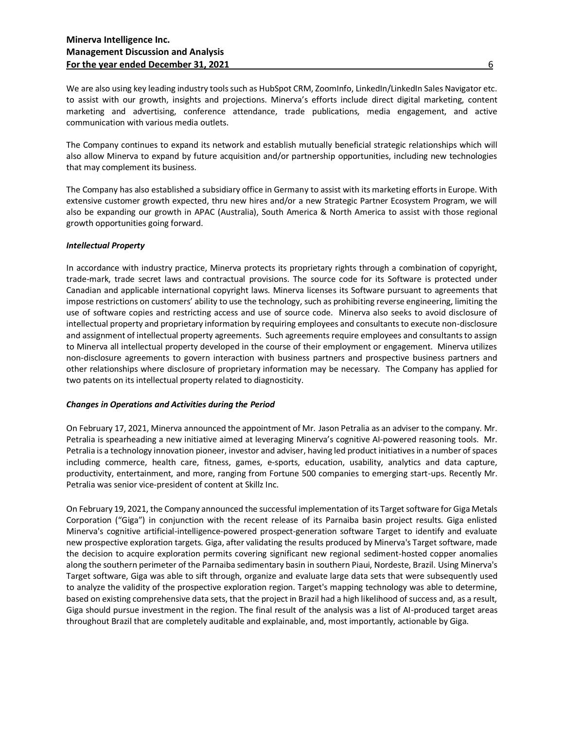We are also using key leading industry tools such as HubSpot CRM, ZoomInfo, LinkedIn/LinkedIn Sales Navigator etc. to assist with our growth, insights and projections. Minerva's efforts include direct digital marketing, content marketing and advertising, conference attendance, trade publications, media engagement, and active communication with various media outlets.

The Company continues to expand its network and establish mutually beneficial strategic relationships which will also allow Minerva to expand by future acquisition and/or partnership opportunities, including new technologies that may complement its business.

The Company has also established a subsidiary office in Germany to assist with its marketing efforts in Europe. With extensive customer growth expected, thru new hires and/or a new Strategic Partner Ecosystem Program, we will also be expanding our growth in APAC (Australia), South America & North America to assist with those regional growth opportunities going forward.

***Intellectual Property***

In accordance with industry practice, Minerva protects its proprietary rights through a combination of copyright, trade-mark, trade secret laws and contractual provisions. The source code for its Software is protected under Canadian and applicable international copyright laws. Minerva licenses its Software pursuant to agreements that impose restrictions on customers' ability to use the technology, such as prohibiting reverse engineering, limiting the use of software copies and restricting access and use of source code. Minerva also seeks to avoid disclosure of intellectual property and proprietary information by requiring employees and consultants to execute non-disclosure and assignment of intellectual property agreements. Such agreements require employees and consultants to assign to Minerva all intellectual property developed in the course of their employment or engagement. Minerva utilizes non-disclosure agreements to govern interaction with business partners and prospective business partners and other relationships where disclosure of proprietary information may be necessary. The Company has applied for two patents on its intellectual property related to diagnosticity.

***Changes in Operations and Activities during the Period***

On February 17, 2021, Minerva announced the appointment of Mr. Jason Petralia as an adviser to the company. Mr. Petralia is spearheading a new initiative aimed at leveraging Minerva's cognitive AI-powered reasoning tools. Mr. Petralia is a technology innovation pioneer, investor and adviser, having led product initiatives in a number of spaces including commerce, health care, fitness, games, e-sports, education, usability, analytics and data capture, productivity, entertainment, and more, ranging from Fortune 500 companies to emerging start-ups. Recently Mr. Petralia was senior vice-president of content at Skillz Inc.

On February 19, 2021, the Company announced the successful implementation of its Target software for Giga Metals Corporation ("Giga") in conjunction with the recent release of its Parnaiba basin project results. Giga enlisted Minerva's cognitive artificial-intelligence-powered prospect-generation software Target to identify and evaluate new prospective exploration targets. Giga, after validating the results produced by Minerva's Target software, made the decision to acquire exploration permits covering significant new regional sediment-hosted copper anomalies along the southern perimeter of the Parnaiba sedimentary basin in southern Piaui, Nordeste, Brazil. Using Minerva's Target software, Giga was able to sift through, organize and evaluate large data sets that were subsequently used to analyze the validity of the prospective exploration region. Target's mapping technology was able to determine, based on existing comprehensive data sets, that the project in Brazil had a high likelihood of success and, as a result, Giga should pursue investment in the region. The final result of the analysis was a list of AI-produced target areas throughout Brazil that are completely auditable and explainable, and, most importantly, actionable by Giga.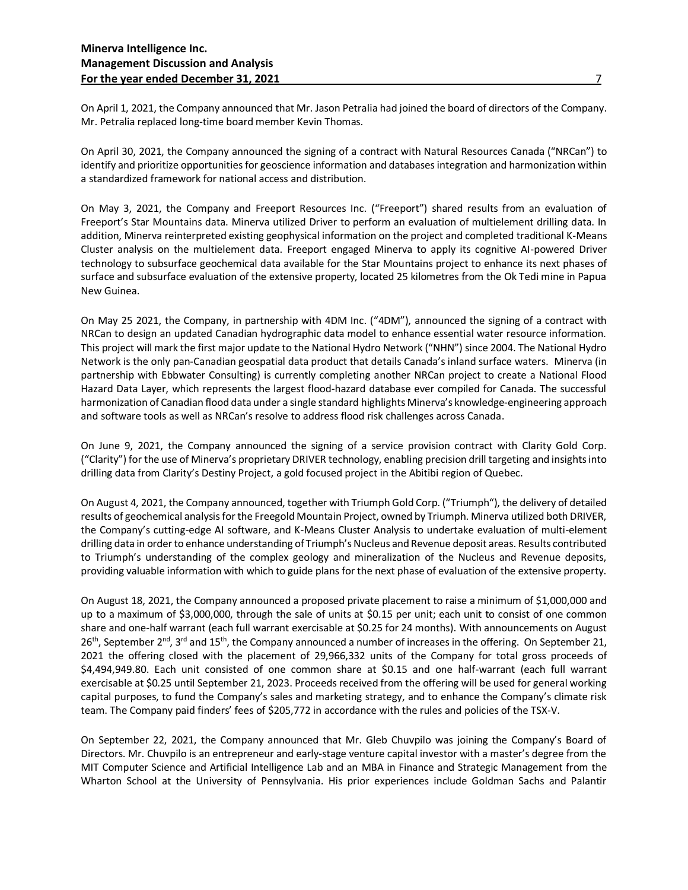On April 1, 2021, the Company announced that Mr. Jason Petralia had joined the board of directors of the Company. Mr. Petralia replaced long-time board member Kevin Thomas.

On April 30, 2021, the Company announced the signing of a contract with Natural Resources Canada ("NRCan") to identify and prioritize opportunities for geoscience information and databases integration and harmonization within a standardized framework for national access and distribution.

On May 3, 2021, the Company and Freeport Resources Inc. ("Freeport") shared results from an evaluation of Freeport's Star Mountains data. Minerva utilized Driver to perform an evaluation of multielement drilling data. In addition, Minerva reinterpreted existing geophysical information on the project and completed traditional K-Means Cluster analysis on the multielement data. Freeport engaged Minerva to apply its cognitive AI-powered Driver technology to subsurface geochemical data available for the Star Mountains project to enhance its next phases of surface and subsurface evaluation of the extensive property, located 25 kilometres from the Ok Tedi mine in Papua New Guinea.

On May 25 2021, the Company, in partnership with 4DM Inc. ("4DM"), announced the signing of a contract with NRCan to design an updated Canadian hydrographic data model to enhance essential water resource information. This project will mark the first major update to the National Hydro Network ("NHN") since 2004. The National Hydro Network is the only pan-Canadian geospatial data product that details Canada's inland surface waters. Minerva (in partnership with Ebbwater Consulting) is currently completing another NRCan project to create a National Flood Hazard Data Layer, which represents the largest flood-hazard database ever compiled for Canada. The successful harmonization of Canadian flood data under a single standard highlights Minerva's knowledge-engineering approach and software tools as well as NRCan's resolve to address flood risk challenges across Canada.

On June 9, 2021, the Company announced the signing of a service provision contract with Clarity Gold Corp. ("Clarity") for the use of Minerva's proprietary DRIVER technology, enabling precision drill targeting and insights into drilling data from Clarity's Destiny Project, a gold focused project in the Abitibi region of Quebec.

On August 4, 2021, the Company announced, together with Triumph Gold Corp. ("Triumph"), the delivery of detailed results of geochemical analysis for the Freegold Mountain Project, owned by Triumph. Minerva utilized both DRIVER, the Company's cutting-edge AI software, and K-Means Cluster Analysis to undertake evaluation of multi-element drilling data in order to enhance understanding of Triumph's Nucleus and Revenue deposit areas. Results contributed to Triumph's understanding of the complex geology and mineralization of the Nucleus and Revenue deposits, providing valuable information with which to guide plans for the next phase of evaluation of the extensive property.

On August 18, 2021, the Company announced a proposed private placement to raise a minimum of $1,000,000 and up to a maximum of $3,000,000, through the sale of units at $0.15 per unit; each unit to consist of one common share and one-half warrant (each full warrant exercisable at $0.25 for 24 months). With announcements on August 26th, September 2nd, 3rd and 15th, the Company announced a number of increases in the offering. On September 21, 2021 the offering closed with the placement of 29,966,332 units of the Company for total gross proceeds of $4,494,949.80. Each unit consisted of one common share at $0.15 and one half-warrant (each full warrant exercisable at $0.25 until September 21, 2023. Proceeds received from the offering will be used for general working capital purposes, to fund the Company's sales and marketing strategy, and to enhance the Company's climate risk team. The Company paid finders' fees of $205,772 in accordance with the rules and policies of the TSX-V.

On September 22, 2021, the Company announced that Mr. Gleb Chuvpilo was joining the Company's Board of Directors. Mr. Chuvpilo is an entrepreneur and early-stage venture capital investor with a master's degree from the MIT Computer Science and Artificial Intelligence Lab and an MBA in Finance and Strategic Management from the Wharton School at the University of Pennsylvania. His prior experiences include Goldman Sachs and Palantir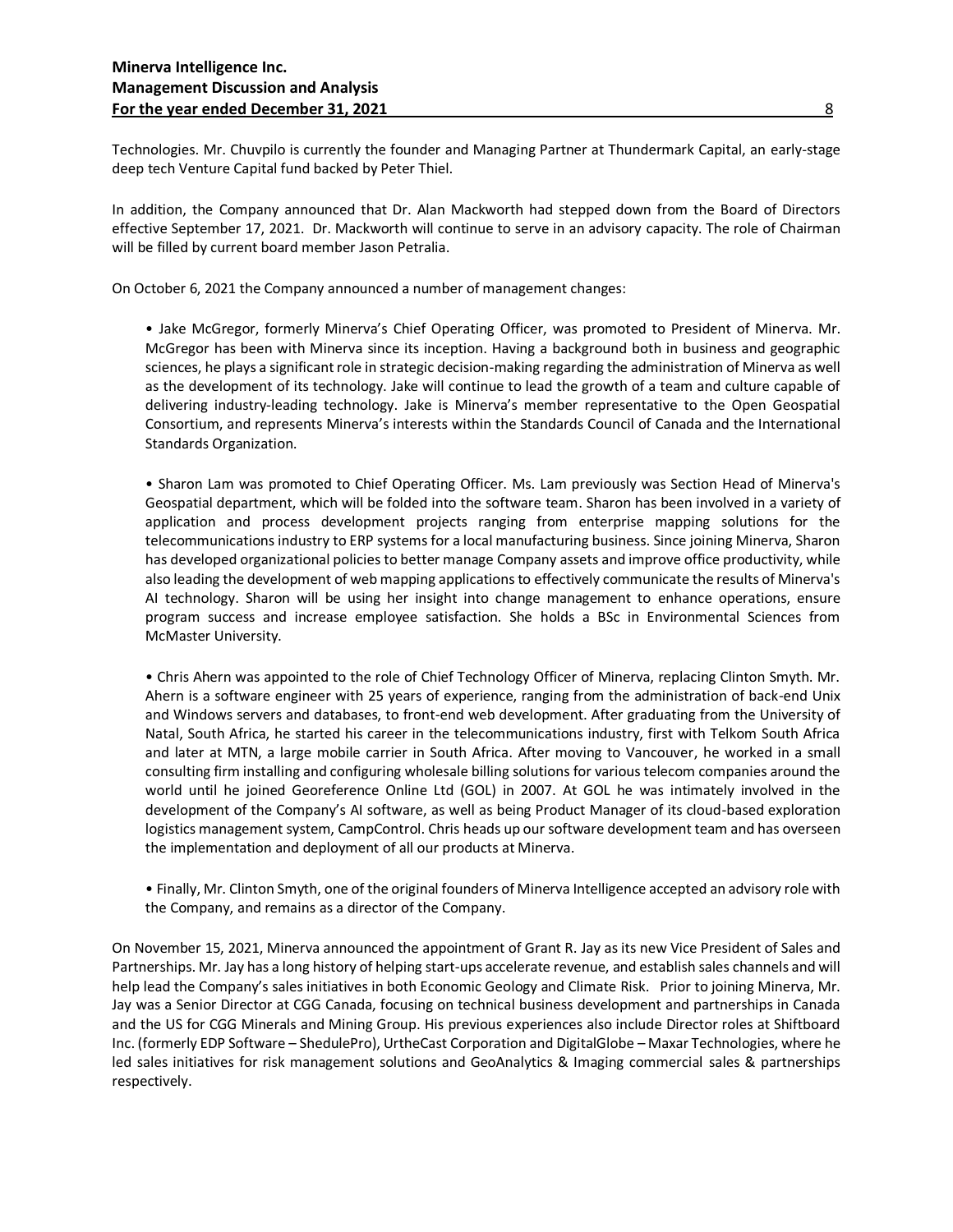Technologies. Mr. Chuvpilo is currently the founder and Managing Partner at Thundermark Capital, an early-stage deep tech Venture Capital fund backed by Peter Thiel.

In addition, the Company announced that Dr. Alan Mackworth had stepped down from the Board of Directors effective September 17, 2021. Dr. Mackworth will continue to serve in an advisory capacity. The role of Chairman will be filled by current board member Jason Petralia.

On October 6, 2021 the Company announced a number of management changes:

- Jake McGregor, formerly Minerva's Chief Operating Officer, was promoted to President of Minerva. Mr. McGregor has been with Minerva since its inception. Having a background both in business and geographic sciences, he plays a significant role in strategic decision-making regarding the administration of Minerva as well as the development of its technology. Jake will continue to lead the growth of a team and culture capable of delivering industry-leading technology. Jake is Minerva's member representative to the Open Geospatial Consortium, and represents Minerva's interests within the Standards Council of Canada and the International Standards Organization.

- Sharon Lam was promoted to Chief Operating Officer. Ms. Lam previously was Section Head of Minerva's Geospatial department, which will be folded into the software team. Sharon has been involved in a variety of application and process development projects ranging from enterprise mapping solutions for the telecommunications industry to ERP systems for a local manufacturing business. Since joining Minerva, Sharon has developed organizational policies to better manage Company assets and improve office productivity, while also leading the development of web mapping applications to effectively communicate the results of Minerva's AI technology. Sharon will be using her insight into change management to enhance operations, ensure program success and increase employee satisfaction. She holds a BSc in Environmental Sciences from McMaster University.

- Chris Ahern was appointed to the role of Chief Technology Officer of Minerva, replacing Clinton Smyth. Mr. Ahern is a software engineer with 25 years of experience, ranging from the administration of back-end Unix and Windows servers and databases, to front-end web development. After graduating from the University of Natal, South Africa, he started his career in the telecommunications industry, first with Telkom South Africa and later at MTN, a large mobile carrier in South Africa. After moving to Vancouver, he worked in a small consulting firm installing and configuring wholesale billing solutions for various telecom companies around the world until he joined Georeference Online Ltd (GOL) in 2007. At GOL he was intimately involved in the development of the Company's AI software, as well as being Product Manager of its cloud-based exploration logistics management system, CampControl. Chris heads up our software development team and has overseen the implementation and deployment of all our products at Minerva.

- Finally, Mr. Clinton Smyth, one of the original founders of Minerva Intelligence accepted an advisory role with the Company, and remains as a director of the Company.

On November 15, 2021, Minerva announced the appointment of Grant R. Jay as its new Vice President of Sales and Partnerships. Mr. Jay has a long history of helping start-ups accelerate revenue, and establish sales channels and will help lead the Company's sales initiatives in both Economic Geology and Climate Risk. Prior to joining Minerva, Mr. Jay was a Senior Director at CGG Canada, focusing on technical business development and partnerships in Canada and the US for CGG Minerals and Mining Group. His previous experiences also include Director roles at Shiftboard Inc. (formerly EDP Software – ShedulePro), UrtheCast Corporation and DigitalGlobe – Maxar Technologies, where he led sales initiatives for risk management solutions and GeoAnalytics & Imaging commercial sales & partnerships respectively.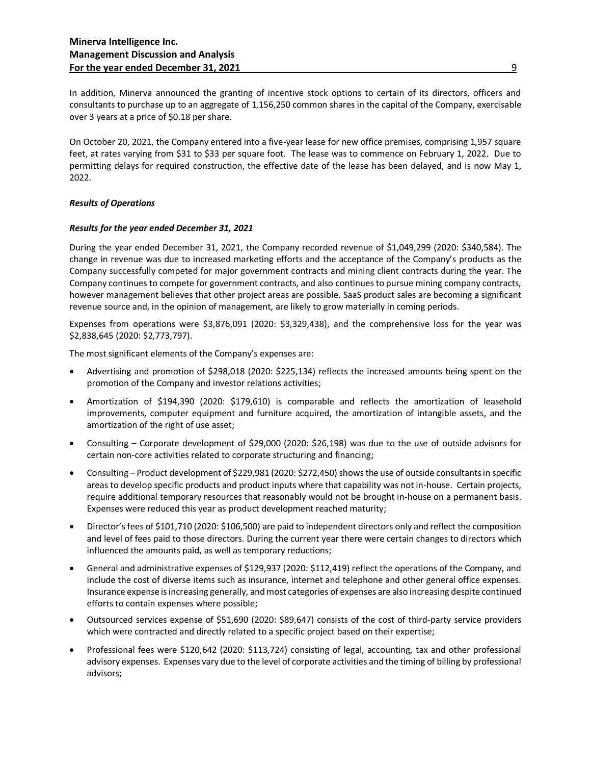In addition, Minerva announced the granting of incentive stock options to certain of its directors, officers and consultants to purchase up to an aggregate of 1,156,250 common shares in the capital of the Company, exercisable over 3 years at a price of $0.18 per share.

On October 20, 2021, the Company entered into a five-year lease for new office premises, comprising 1,957 square feet, at rates varying from $31 to $33 per square foot. The lease was to commence on February 1, 2022. Due to permitting delays for required construction, the effective date of the lease has been delayed, and is now May 1, 2022.

***Results of Operations***

***Results for the year ended December 31, 2021***

During the year ended December 31, 2021, the Company recorded revenue of $1,049,299 (2020: $340,584). The change in revenue was due to increased marketing efforts and the acceptance of the Company's products as the Company successfully competed for major government contracts and mining client contracts during the year. The Company continues to compete for government contracts, and also continues to pursue mining company contracts, however management believes that other project areas are possible. SaaS product sales are becoming a significant revenue source and, in the opinion of management, are likely to grow materially in coming periods.

Expenses from operations were $3,876,091 (2020: $3,329,438), and the comprehensive loss for the year was $2,838,645 (2020: $2,773,797).

The most significant elements of the Company's expenses are:

- Advertising and promotion of $298,018 (2020: $225,134) reflects the increased amounts being spent on the promotion of the Company and investor relations activities;
- Amortization of $194,390 (2020: $179,610) is comparable and reflects the amortization of leasehold improvements, computer equipment and furniture acquired, the amortization of intangible assets, and the amortization of the right of use asset;
- Consulting – Corporate development of $29,000 (2020: $26,198) was due to the use of outside advisors for certain non-core activities related to corporate structuring and financing;
- Consulting – Product development of $229,981 (2020: $272,450) shows the use of outside consultants in specific areas to develop specific products and product inputs where that capability was not in-house. Certain projects, require additional temporary resources that reasonably would not be brought in-house on a permanent basis. Expenses were reduced this year as product development reached maturity;
- Director's fees of $101,710 (2020: $106,500) are paid to independent directors only and reflect the composition and level of fees paid to those directors. During the current year there were certain changes to directors which influenced the amounts paid, as well as temporary reductions;
- General and administrative expenses of $129,937 (2020: $112,419) reflect the operations of the Company, and include the cost of diverse items such as insurance, internet and telephone and other general office expenses. Insurance expense is increasing generally, and most categories of expenses are also increasing despite continued efforts to contain expenses where possible;
- Outsourced services expense of $51,690 (2020: $89,647) consists of the cost of third-party service providers which were contracted and directly related to a specific project based on their expertise;
- Professional fees were $120,642 (2020: $113,724) consisting of legal, accounting, tax and other professional advisory expenses. Expenses vary due to the level of corporate activities and the timing of billing by professional advisors;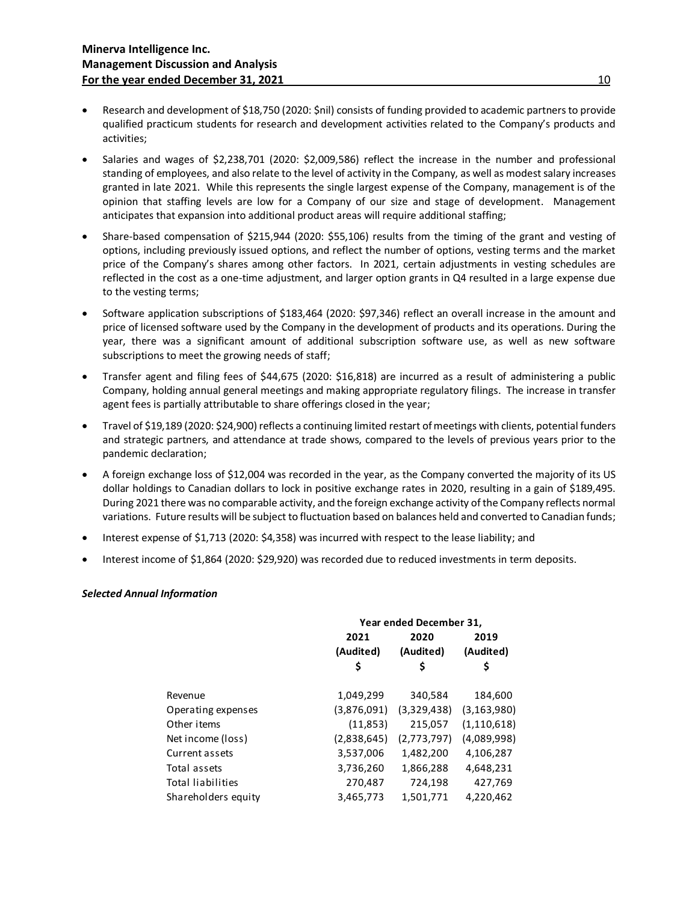- Research and development of $18,750 (2020: $nil) consists of funding provided to academic partners to provide qualified practicum students for research and development activities related to the Company's products and activities;
- Salaries and wages of $2,238,701 (2020: $2,009,586) reflect the increase in the number and professional standing of employees, and also relate to the level of activity in the Company, as well as modest salary increases granted in late 2021. While this represents the single largest expense of the Company, management is of the opinion that staffing levels are low for a Company of our size and stage of development. Management anticipates that expansion into additional product areas will require additional staffing;
- Share-based compensation of $215,944 (2020: $55,106) results from the timing of the grant and vesting of options, including previously issued options, and reflect the number of options, vesting terms and the market price of the Company's shares among other factors. In 2021, certain adjustments in vesting schedules are reflected in the cost as a one-time adjustment, and larger option grants in Q4 resulted in a large expense due to the vesting terms;
- Software application subscriptions of $183,464 (2020: $97,346) reflect an overall increase in the amount and price of licensed software used by the Company in the development of products and its operations. During the year, there was a significant amount of additional subscription software use, as well as new software subscriptions to meet the growing needs of staff;
- Transfer agent and filing fees of $44,675 (2020: $16,818) are incurred as a result of administering a public Company, holding annual general meetings and making appropriate regulatory filings. The increase in transfer agent fees is partially attributable to share offerings closed in the year;
- Travel of $19,189 (2020: $24,900) reflects a continuing limited restart of meetings with clients, potential funders and strategic partners, and attendance at trade shows, compared to the levels of previous years prior to the pandemic declaration;
- A foreign exchange loss of $12,004 was recorded in the year, as the Company converted the majority of its US dollar holdings to Canadian dollars to lock in positive exchange rates in 2020, resulting in a gain of $189,495. During 2021 there was no comparable activity, and the foreign exchange activity of the Company reflects normal variations. Future results will be subject to fluctuation based on balances held and converted to Canadian funds;
- Interest expense of $1,713 (2020: $4,358) was incurred with respect to the lease liability; and
- Interest income of $1,864 (2020: $29,920) was recorded due to reduced investments in term deposits.

***Selected Annual Information***

| | Year ended December 31, | | |
|---|---|---|---|
| | 2021 (Audited) $ | 2020 (Audited) $ | 2019 (Audited) $ |
| Revenue | 1,049,299 | 340,584 | 184,600 |
| Operating expenses | (3,876,091) | (3,329,438) | (3,163,980) |
| Other items | (11,853) | 215,057 | (1,110,618) |
| Net income (loss) | (2,838,645) | (2,773,797) | (4,089,998) |
| Current assets | 3,537,006 | 1,482,200 | 4,106,287 |
| Total assets | 3,736,260 | 1,866,288 | 4,648,231 |
| Total liabilities | 270,487 | 724,198 | 427,769 |
| Shareholders equity | 3,465,773 | 1,501,771 | 4,220,462 |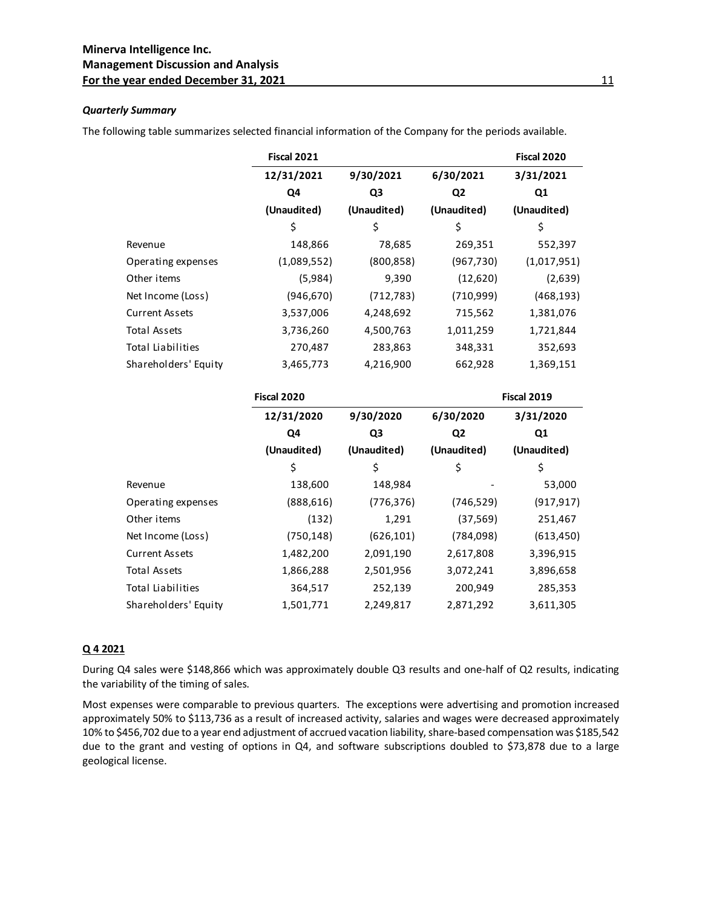### *Quarterly Summary*

The following table summarizes selected financial information of the Company for the periods available.

| | Fiscal 2021 | | | Fiscal 2020 |
|---|---|---|---|---|
| | 12/31/2021 | 9/30/2021 | 6/30/2021 | 3/31/2021 |
| | Q4 | Q3 | Q2 | Q1 |
| | (Unaudited) | (Unaudited) | (Unaudited) | (Unaudited) |
| | $ | $ | $ | $ |
| Revenue | 148,866 | 78,685 | 269,351 | 552,397 |
| Operating expenses | (1,089,552) | (800,858) | (967,730) | (1,017,951) |
| Other items | (5,984) | 9,390 | (12,620) | (2,639) |
| Net Income (Loss) | (946,670) | (712,783) | (710,999) | (468,193) |
| Current Assets | 3,537,006 | 4,248,692 | 715,562 | 1,381,076 |
| Total Assets | 3,736,260 | 4,500,763 | 1,011,259 | 1,721,844 |
| Total Liabilities | 270,487 | 283,863 | 348,331 | 352,693 |
| Shareholders' Equity | 3,465,773 | 4,216,900 | 662,928 | 1,369,151 |

| | Fiscal 2020 | | | Fiscal 2019 |
|---|---|---|---|---|
| | 12/31/2020 | 9/30/2020 | 6/30/2020 | 3/31/2020 |
| | Q4 | Q3 | Q2 | Q1 |
| | (Unaudited) | (Unaudited) | (Unaudited) | (Unaudited) |
| | $ | $ | $ | $ |
| Revenue | 138,600 | 148,984 | - | 53,000 |
| Operating expenses | (888,616) | (776,376) | (746,529) | (917,917) |
| Other items | (132) | 1,291 | (37,569) | 251,467 |
| Net Income (Loss) | (750,148) | (626,101) | (784,098) | (613,450) |
| Current Assets | 1,482,200 | 2,091,190 | 2,617,808 | 3,396,915 |
| Total Assets | 1,866,288 | 2,501,956 | 3,072,241 | 3,896,658 |
| Total Liabilities | 364,517 | 252,139 | 200,949 | 285,353 |
| Shareholders' Equity | 1,501,771 | 2,249,817 | 2,871,292 | 3,611,305 |

**Q 4 2021**

During Q4 sales were $148,866 which was approximately double Q3 results and one-half of Q2 results, indicating the variability of the timing of sales.

Most expenses were comparable to previous quarters. The exceptions were advertising and promotion increased approximately 50% to $113,736 as a result of increased activity, salaries and wages were decreased approximately 10% to $456,702 due to a year end adjustment of accrued vacation liability, share-based compensation was $185,542 due to the grant and vesting of options in Q4, and software subscriptions doubled to $73,878 due to a large geological license.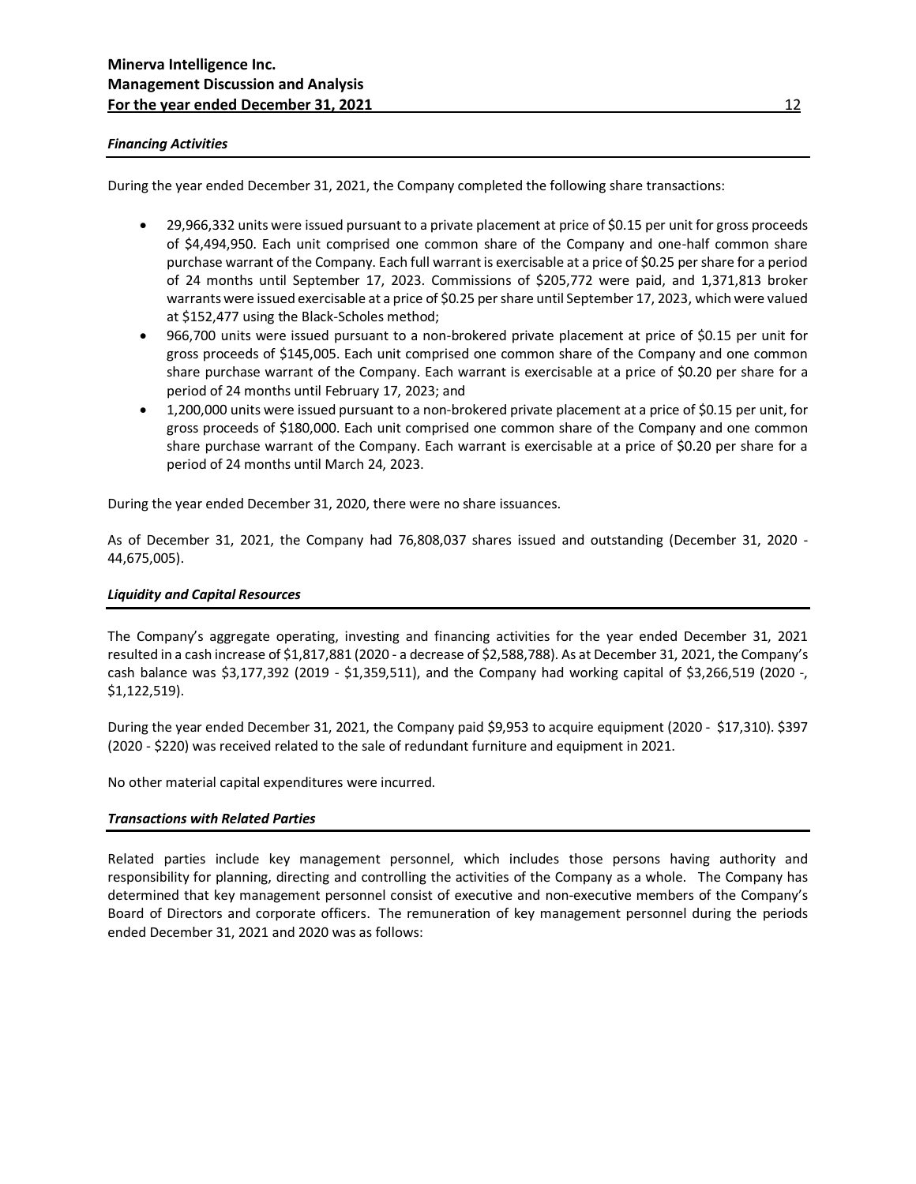### *Financing Activities*

During the year ended December 31, 2021, the Company completed the following share transactions:

- 29,966,332 units were issued pursuant to a private placement at price of $0.15 per unit for gross proceeds of $4,494,950. Each unit comprised one common share of the Company and one-half common share purchase warrant of the Company. Each full warrant is exercisable at a price of $0.25 per share for a period of 24 months until September 17, 2023. Commissions of $205,772 were paid, and 1,371,813 broker warrants were issued exercisable at a price of $0.25 per share until September 17, 2023, which were valued at $152,477 using the Black-Scholes method;
- 966,700 units were issued pursuant to a non-brokered private placement at price of $0.15 per unit for gross proceeds of $145,005. Each unit comprised one common share of the Company and one common share purchase warrant of the Company. Each warrant is exercisable at a price of $0.20 per share for a period of 24 months until February 17, 2023; and
- 1,200,000 units were issued pursuant to a non-brokered private placement at a price of $0.15 per unit, for gross proceeds of $180,000. Each unit comprised one common share of the Company and one common share purchase warrant of the Company. Each warrant is exercisable at a price of $0.20 per share for a period of 24 months until March 24, 2023.

During the year ended December 31, 2020, there were no share issuances.

As of December 31, 2021, the Company had 76,808,037 shares issued and outstanding (December 31, 2020 - 44,675,005).

### *Liquidity and Capital Resources*

The Company's aggregate operating, investing and financing activities for the year ended December 31, 2021 resulted in a cash increase of $1,817,881 (2020 - a decrease of $2,588,788). As at December 31, 2021, the Company's cash balance was $3,177,392 (2019 - $1,359,511), and the Company had working capital of $3,266,519 (2020 -, $1,122,519).

During the year ended December 31, 2021, the Company paid $9,953 to acquire equipment (2020 - $17,310). $397 (2020 - $220) was received related to the sale of redundant furniture and equipment in 2021.

No other material capital expenditures were incurred.

### *Transactions with Related Parties*

Related parties include key management personnel, which includes those persons having authority and responsibility for planning, directing and controlling the activities of the Company as a whole. The Company has determined that key management personnel consist of executive and non-executive members of the Company's Board of Directors and corporate officers. The remuneration of key management personnel during the periods ended December 31, 2021 and 2020 was as follows: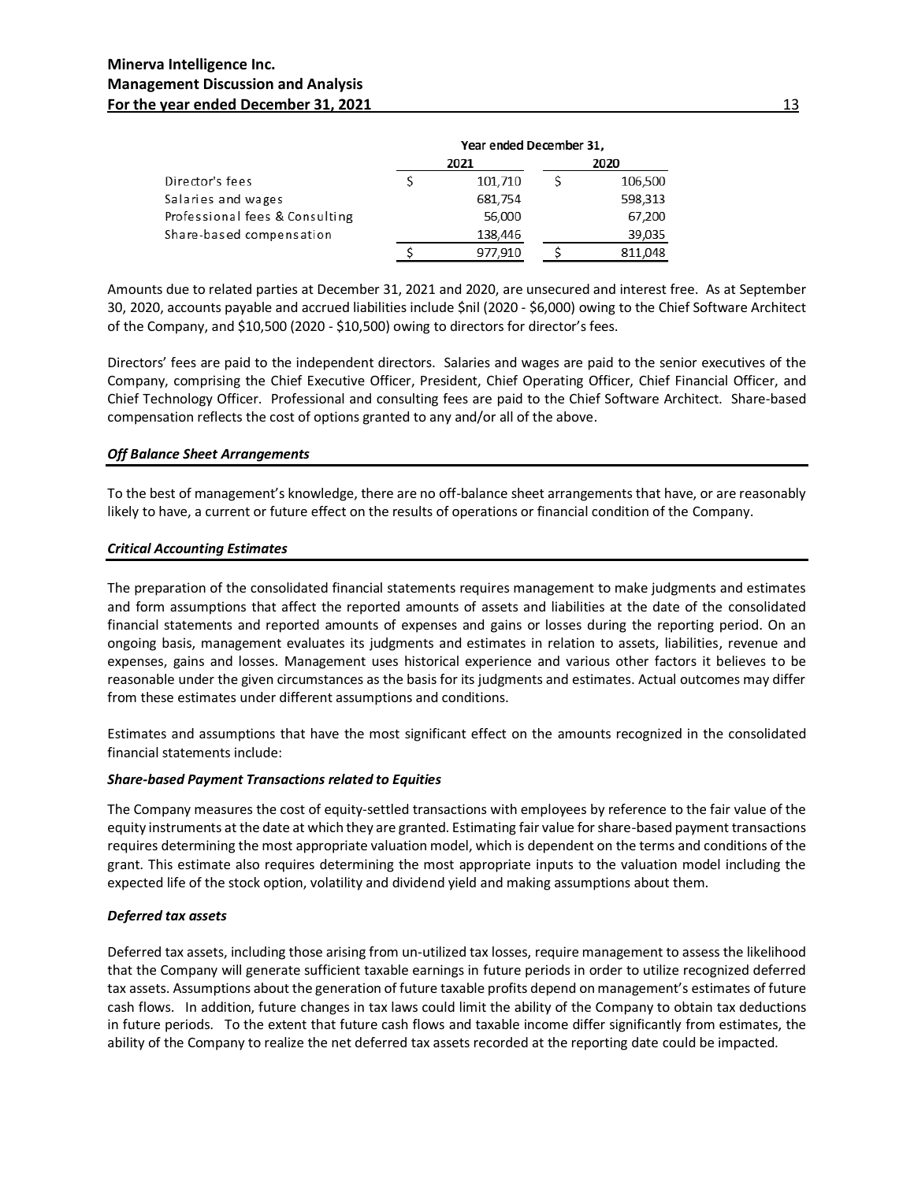| | Year ended December 31, | |
| --- | --- | --- |
| | 2021 | 2020 |
| Director's fees | $ 101,710 | $ 106,500 |
| Salaries and wages | 681,754 | 598,313 |
| Professional fees & Consulting | 56,000 | 67,200 |
| Share-based compensation | 138,446 | 39,035 |
| | $ 977,910 | $ 811,048 |

Amounts due to related parties at December 31, 2021 and 2020, are unsecured and interest free. As at September 30, 2020, accounts payable and accrued liabilities include $nil (2020 - $6,000) owing to the Chief Software Architect of the Company, and $10,500 (2020 - $10,500) owing to directors for director's fees.

Directors' fees are paid to the independent directors. Salaries and wages are paid to the senior executives of the Company, comprising the Chief Executive Officer, President, Chief Operating Officer, Chief Financial Officer, and Chief Technology Officer. Professional and consulting fees are paid to the Chief Software Architect. Share-based compensation reflects the cost of options granted to any and/or all of the above.

### *Off Balance Sheet Arrangements*

To the best of management's knowledge, there are no off-balance sheet arrangements that have, or are reasonably likely to have, a current or future effect on the results of operations or financial condition of the Company.

### *Critical Accounting Estimates*

The preparation of the consolidated financial statements requires management to make judgments and estimates and form assumptions that affect the reported amounts of assets and liabilities at the date of the consolidated financial statements and reported amounts of expenses and gains or losses during the reporting period. On an ongoing basis, management evaluates its judgments and estimates in relation to assets, liabilities, revenue and expenses, gains and losses. Management uses historical experience and various other factors it believes to be reasonable under the given circumstances as the basis for its judgments and estimates. Actual outcomes may differ from these estimates under different assumptions and conditions.

Estimates and assumptions that have the most significant effect on the amounts recognized in the consolidated financial statements include:

#### *Share-based Payment Transactions related to Equities*

The Company measures the cost of equity-settled transactions with employees by reference to the fair value of the equity instruments at the date at which they are granted. Estimating fair value for share-based payment transactions requires determining the most appropriate valuation model, which is dependent on the terms and conditions of the grant. This estimate also requires determining the most appropriate inputs to the valuation model including the expected life of the stock option, volatility and dividend yield and making assumptions about them.

#### *Deferred tax assets*

Deferred tax assets, including those arising from un-utilized tax losses, require management to assess the likelihood that the Company will generate sufficient taxable earnings in future periods in order to utilize recognized deferred tax assets. Assumptions about the generation of future taxable profits depend on management's estimates of future cash flows. In addition, future changes in tax laws could limit the ability of the Company to obtain tax deductions in future periods. To the extent that future cash flows and taxable income differ significantly from estimates, the ability of the Company to realize the net deferred tax assets recorded at the reporting date could be impacted.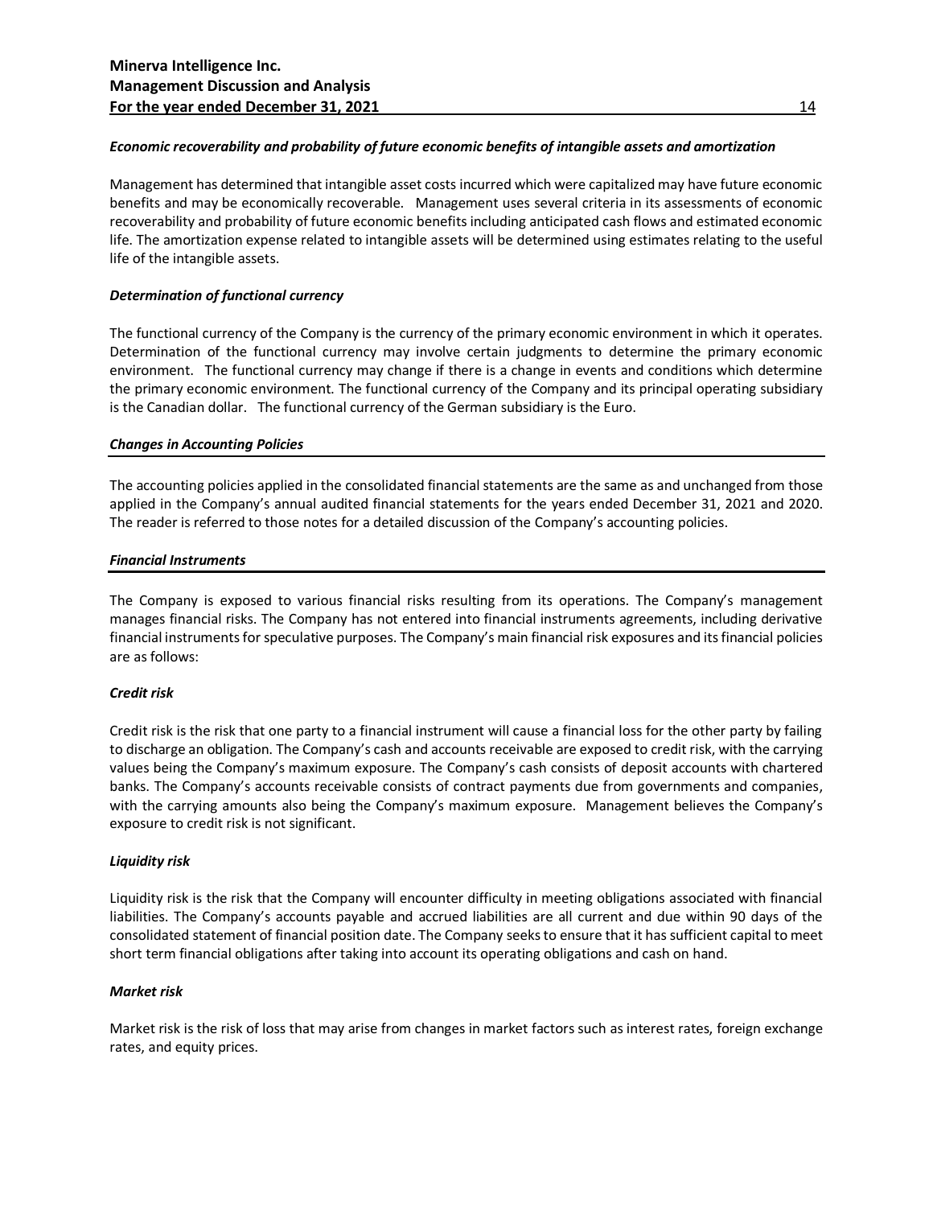***Economic recoverability and probability of future economic benefits of intangible assets and amortization***

Management has determined that intangible asset costs incurred which were capitalized may have future economic benefits and may be economically recoverable. Management uses several criteria in its assessments of economic recoverability and probability of future economic benefits including anticipated cash flows and estimated economic life. The amortization expense related to intangible assets will be determined using estimates relating to the useful life of the intangible assets.

***Determination of functional currency***

The functional currency of the Company is the currency of the primary economic environment in which it operates. Determination of the functional currency may involve certain judgments to determine the primary economic environment. The functional currency may change if there is a change in events and conditions which determine the primary economic environment. The functional currency of the Company and its principal operating subsidiary is the Canadian dollar. The functional currency of the German subsidiary is the Euro.

## ***Changes in Accounting Policies***

The accounting policies applied in the consolidated financial statements are the same as and unchanged from those applied in the Company's annual audited financial statements for the years ended December 31, 2021 and 2020. The reader is referred to those notes for a detailed discussion of the Company's accounting policies.

## ***Financial Instruments***

The Company is exposed to various financial risks resulting from its operations. The Company's management manages financial risks. The Company has not entered into financial instruments agreements, including derivative financial instruments for speculative purposes. The Company's main financial risk exposures and its financial policies are as follows:

***Credit risk***

Credit risk is the risk that one party to a financial instrument will cause a financial loss for the other party by failing to discharge an obligation. The Company's cash and accounts receivable are exposed to credit risk, with the carrying values being the Company's maximum exposure. The Company's cash consists of deposit accounts with chartered banks. The Company's accounts receivable consists of contract payments due from governments and companies, with the carrying amounts also being the Company's maximum exposure. Management believes the Company's exposure to credit risk is not significant.

***Liquidity risk***

Liquidity risk is the risk that the Company will encounter difficulty in meeting obligations associated with financial liabilities. The Company's accounts payable and accrued liabilities are all current and due within 90 days of the consolidated statement of financial position date. The Company seeks to ensure that it has sufficient capital to meet short term financial obligations after taking into account its operating obligations and cash on hand.

***Market risk***

Market risk is the risk of loss that may arise from changes in market factors such as interest rates, foreign exchange rates, and equity prices.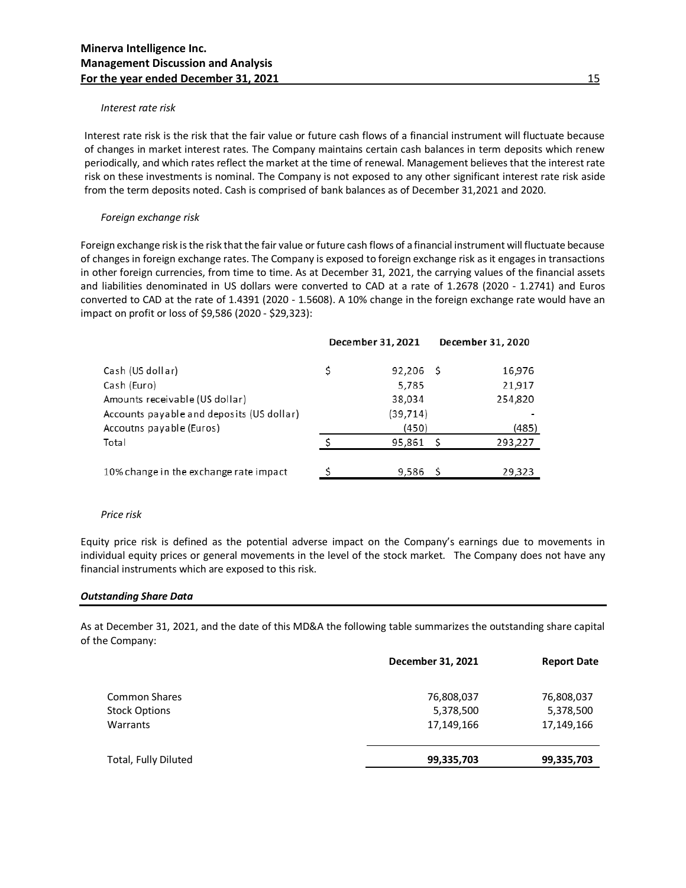*Interest rate risk*

Interest rate risk is the risk that the fair value or future cash flows of a financial instrument will fluctuate because of changes in market interest rates. The Company maintains certain cash balances in term deposits which renew periodically, and which rates reflect the market at the time of renewal. Management believes that the interest rate risk on these investments is nominal. The Company is not exposed to any other significant interest rate risk aside from the term deposits noted. Cash is comprised of bank balances as of December 31,2021 and 2020.

*Foreign exchange risk*

Foreign exchange risk is the risk that the fair value or future cash flows of a financial instrument will fluctuate because of changes in foreign exchange rates. The Company is exposed to foreign exchange risk as it engages in transactions in other foreign currencies, from time to time. As at December 31, 2021, the carrying values of the financial assets and liabilities denominated in US dollars were converted to CAD at a rate of 1.2678 (2020 - 1.2741) and Euros converted to CAD at the rate of 1.4391 (2020 - 1.5608). A 10% change in the foreign exchange rate would have an impact on profit or loss of $9,586 (2020 - $29,323):

| | December 31, 2021 | December 31, 2020 |
|---|---|---|
| Cash (US dollar) | $ 92,206 | $ 16,976 |
| Cash (Euro) | 5,785 | 21,917 |
| Amounts receivable (US dollar) | 38,034 | 254,820 |
| Accounts payable and deposits (US dollar) | (39,714) | - |
| Accoutns payable (Euros) | (450) | (485) |
| Total | $ 95,861 | $ 293,227 |
| 10% change in the exchange rate impact | $ 9,586 | $ 29,323 |

*Price risk*

Equity price risk is defined as the potential adverse impact on the Company's earnings due to movements in individual equity prices or general movements in the level of the stock market. The Company does not have any financial instruments which are exposed to this risk.

***Outstanding Share Data***

As at December 31, 2021, and the date of this MD&A the following table summarizes the outstanding share capital of the Company:

| | December 31, 2021 | Report Date |
|---|---|---|
| Common Shares | 76,808,037 | 76,808,037 |
| Stock Options | 5,378,500 | 5,378,500 |
| Warrants | 17,149,166 | 17,149,166 |
| Total, Fully Diluted | **99,335,703** | **99,335,703** |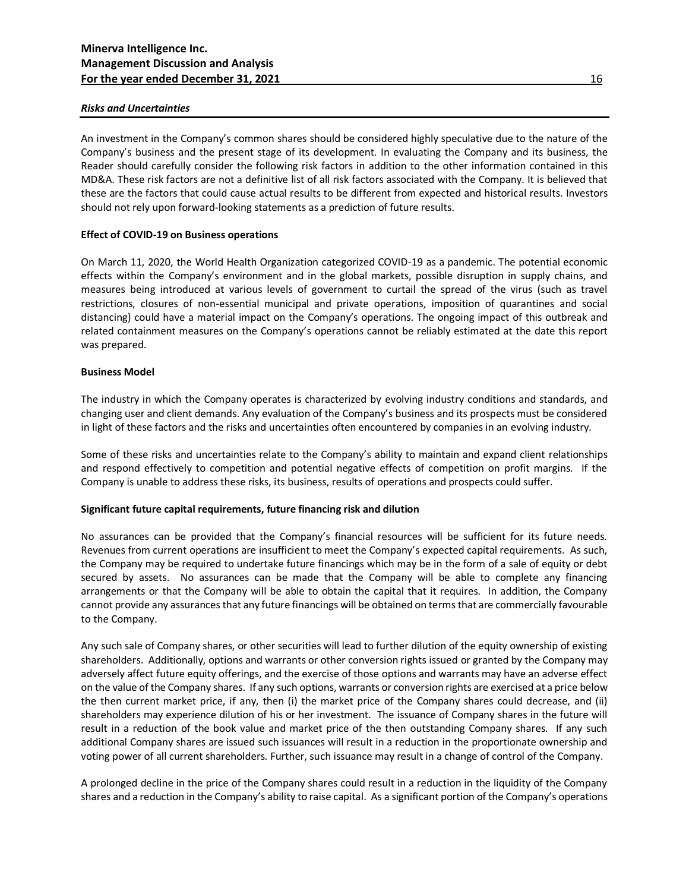***Risks and Uncertainties***

An investment in the Company's common shares should be considered highly speculative due to the nature of the Company's business and the present stage of its development. In evaluating the Company and its business, the Reader should carefully consider the following risk factors in addition to the other information contained in this MD&A. These risk factors are not a definitive list of all risk factors associated with the Company. It is believed that these are the factors that could cause actual results to be different from expected and historical results. Investors should not rely upon forward-looking statements as a prediction of future results.

**Effect of COVID-19 on Business operations**

On March 11, 2020, the World Health Organization categorized COVID-19 as a pandemic. The potential economic effects within the Company's environment and in the global markets, possible disruption in supply chains, and measures being introduced at various levels of government to curtail the spread of the virus (such as travel restrictions, closures of non-essential municipal and private operations, imposition of quarantines and social distancing) could have a material impact on the Company's operations. The ongoing impact of this outbreak and related containment measures on the Company's operations cannot be reliably estimated at the date this report was prepared.

**Business Model**

The industry in which the Company operates is characterized by evolving industry conditions and standards, and changing user and client demands. Any evaluation of the Company's business and its prospects must be considered in light of these factors and the risks and uncertainties often encountered by companies in an evolving industry.

Some of these risks and uncertainties relate to the Company's ability to maintain and expand client relationships and respond effectively to competition and potential negative effects of competition on profit margins. If the Company is unable to address these risks, its business, results of operations and prospects could suffer.

**Significant future capital requirements, future financing risk and dilution**

No assurances can be provided that the Company's financial resources will be sufficient for its future needs. Revenues from current operations are insufficient to meet the Company's expected capital requirements. As such, the Company may be required to undertake future financings which may be in the form of a sale of equity or debt secured by assets. No assurances can be made that the Company will be able to complete any financing arrangements or that the Company will be able to obtain the capital that it requires. In addition, the Company cannot provide any assurances that any future financings will be obtained on terms that are commercially favourable to the Company.

Any such sale of Company shares, or other securities will lead to further dilution of the equity ownership of existing shareholders. Additionally, options and warrants or other conversion rights issued or granted by the Company may adversely affect future equity offerings, and the exercise of those options and warrants may have an adverse effect on the value of the Company shares. If any such options, warrants or conversion rights are exercised at a price below the then current market price, if any, then (i) the market price of the Company shares could decrease, and (ii) shareholders may experience dilution of his or her investment. The issuance of Company shares in the future will result in a reduction of the book value and market price of the then outstanding Company shares. If any such additional Company shares are issued such issuances will result in a reduction in the proportionate ownership and voting power of all current shareholders. Further, such issuance may result in a change of control of the Company.

A prolonged decline in the price of the Company shares could result in a reduction in the liquidity of the Company shares and a reduction in the Company's ability to raise capital. As a significant portion of the Company's operations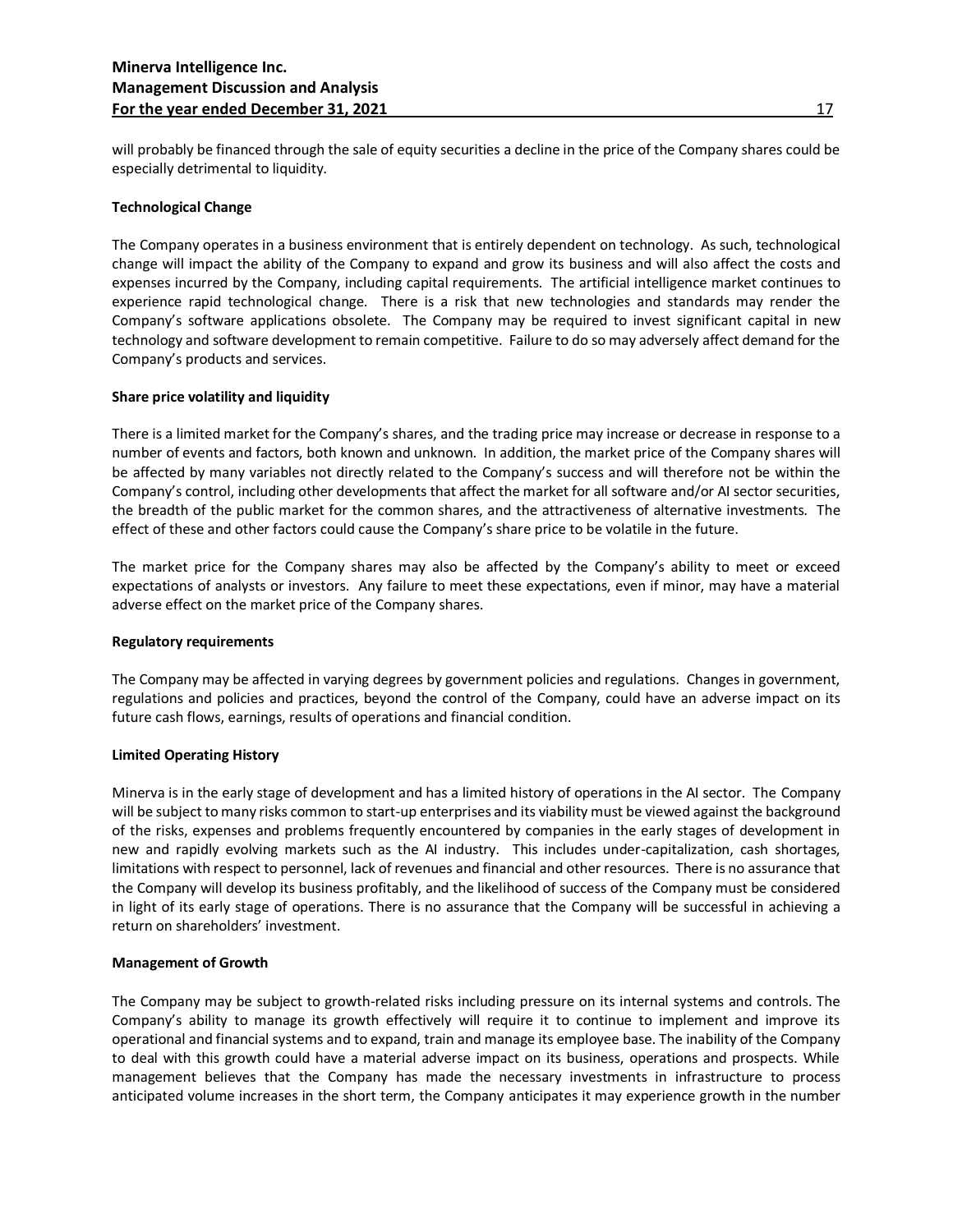will probably be financed through the sale of equity securities a decline in the price of the Company shares could be especially detrimental to liquidity.

**Technological Change**

The Company operates in a business environment that is entirely dependent on technology. As such, technological change will impact the ability of the Company to expand and grow its business and will also affect the costs and expenses incurred by the Company, including capital requirements. The artificial intelligence market continues to experience rapid technological change. There is a risk that new technologies and standards may render the Company's software applications obsolete. The Company may be required to invest significant capital in new technology and software development to remain competitive. Failure to do so may adversely affect demand for the Company's products and services.

**Share price volatility and liquidity**

There is a limited market for the Company's shares, and the trading price may increase or decrease in response to a number of events and factors, both known and unknown. In addition, the market price of the Company shares will be affected by many variables not directly related to the Company's success and will therefore not be within the Company's control, including other developments that affect the market for all software and/or AI sector securities, the breadth of the public market for the common shares, and the attractiveness of alternative investments. The effect of these and other factors could cause the Company's share price to be volatile in the future.

The market price for the Company shares may also be affected by the Company's ability to meet or exceed expectations of analysts or investors. Any failure to meet these expectations, even if minor, may have a material adverse effect on the market price of the Company shares.

**Regulatory requirements**

The Company may be affected in varying degrees by government policies and regulations. Changes in government, regulations and policies and practices, beyond the control of the Company, could have an adverse impact on its future cash flows, earnings, results of operations and financial condition.

**Limited Operating History**

Minerva is in the early stage of development and has a limited history of operations in the AI sector. The Company will be subject to many risks common to start-up enterprises and its viability must be viewed against the background of the risks, expenses and problems frequently encountered by companies in the early stages of development in new and rapidly evolving markets such as the AI industry. This includes under-capitalization, cash shortages, limitations with respect to personnel, lack of revenues and financial and other resources. There is no assurance that the Company will develop its business profitably, and the likelihood of success of the Company must be considered in light of its early stage of operations. There is no assurance that the Company will be successful in achieving a return on shareholders' investment.

**Management of Growth**

The Company may be subject to growth-related risks including pressure on its internal systems and controls. The Company's ability to manage its growth effectively will require it to continue to implement and improve its operational and financial systems and to expand, train and manage its employee base. The inability of the Company to deal with this growth could have a material adverse impact on its business, operations and prospects. While management believes that the Company has made the necessary investments in infrastructure to process anticipated volume increases in the short term, the Company anticipates it may experience growth in the number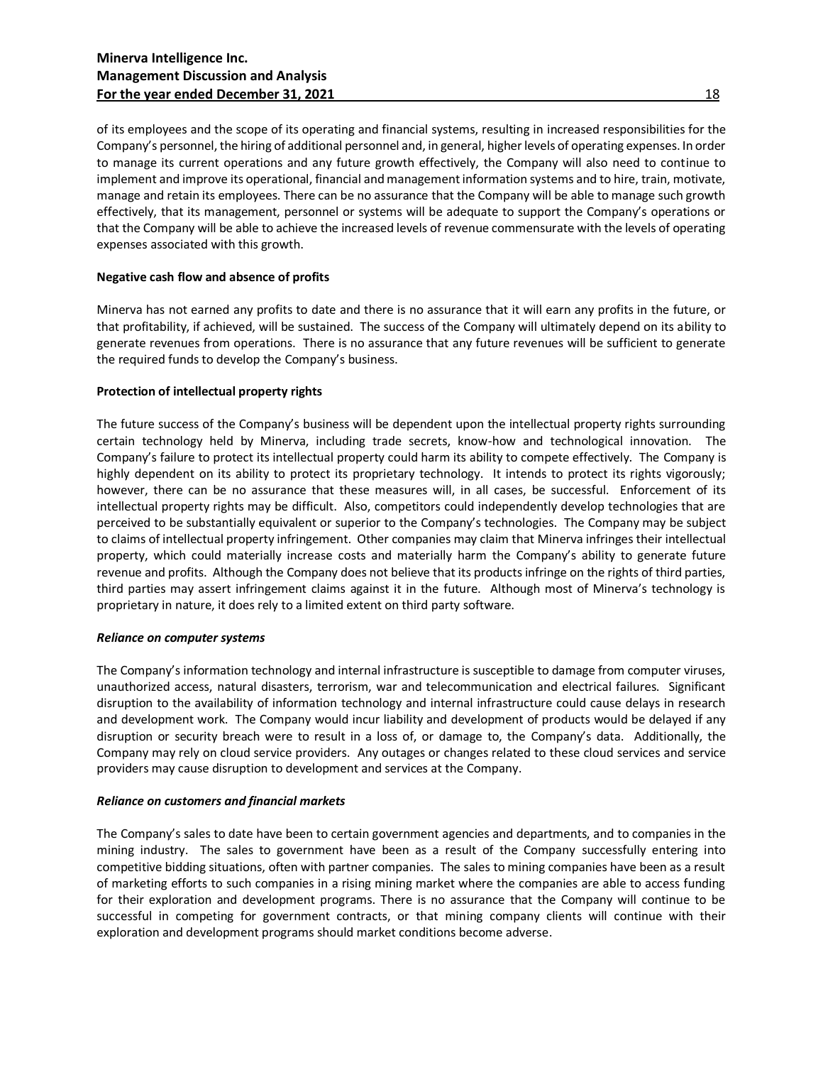of its employees and the scope of its operating and financial systems, resulting in increased responsibilities for the Company's personnel, the hiring of additional personnel and, in general, higher levels of operating expenses. In order to manage its current operations and any future growth effectively, the Company will also need to continue to implement and improve its operational, financial and management information systems and to hire, train, motivate, manage and retain its employees. There can be no assurance that the Company will be able to manage such growth effectively, that its management, personnel or systems will be adequate to support the Company's operations or that the Company will be able to achieve the increased levels of revenue commensurate with the levels of operating expenses associated with this growth.

**Negative cash flow and absence of profits**

Minerva has not earned any profits to date and there is no assurance that it will earn any profits in the future, or that profitability, if achieved, will be sustained. The success of the Company will ultimately depend on its ability to generate revenues from operations. There is no assurance that any future revenues will be sufficient to generate the required funds to develop the Company's business.

**Protection of intellectual property rights**

The future success of the Company's business will be dependent upon the intellectual property rights surrounding certain technology held by Minerva, including trade secrets, know-how and technological innovation. The Company's failure to protect its intellectual property could harm its ability to compete effectively. The Company is highly dependent on its ability to protect its proprietary technology. It intends to protect its rights vigorously; however, there can be no assurance that these measures will, in all cases, be successful. Enforcement of its intellectual property rights may be difficult. Also, competitors could independently develop technologies that are perceived to be substantially equivalent or superior to the Company's technologies. The Company may be subject to claims of intellectual property infringement. Other companies may claim that Minerva infringes their intellectual property, which could materially increase costs and materially harm the Company's ability to generate future revenue and profits. Although the Company does not believe that its products infringe on the rights of third parties, third parties may assert infringement claims against it in the future. Although most of Minerva's technology is proprietary in nature, it does rely to a limited extent on third party software.

***Reliance on computer systems***

The Company's information technology and internal infrastructure is susceptible to damage from computer viruses, unauthorized access, natural disasters, terrorism, war and telecommunication and electrical failures. Significant disruption to the availability of information technology and internal infrastructure could cause delays in research and development work. The Company would incur liability and development of products would be delayed if any disruption or security breach were to result in a loss of, or damage to, the Company's data. Additionally, the Company may rely on cloud service providers. Any outages or changes related to these cloud services and service providers may cause disruption to development and services at the Company.

***Reliance on customers and financial markets***

The Company's sales to date have been to certain government agencies and departments, and to companies in the mining industry. The sales to government have been as a result of the Company successfully entering into competitive bidding situations, often with partner companies. The sales to mining companies have been as a result of marketing efforts to such companies in a rising mining market where the companies are able to access funding for their exploration and development programs. There is no assurance that the Company will continue to be successful in competing for government contracts, or that mining company clients will continue with their exploration and development programs should market conditions become adverse.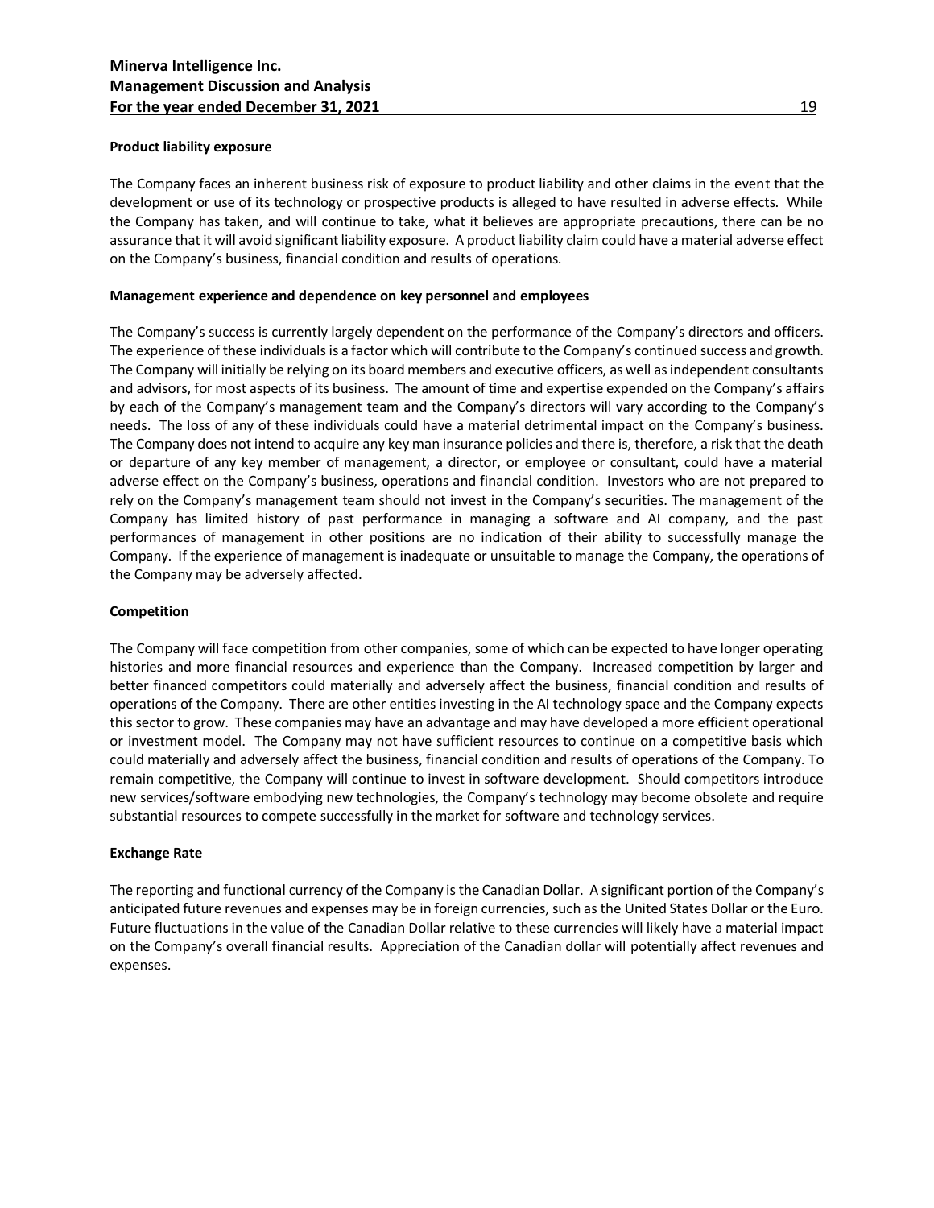**Product liability exposure**

The Company faces an inherent business risk of exposure to product liability and other claims in the event that the development or use of its technology or prospective products is alleged to have resulted in adverse effects. While the Company has taken, and will continue to take, what it believes are appropriate precautions, there can be no assurance that it will avoid significant liability exposure. A product liability claim could have a material adverse effect on the Company's business, financial condition and results of operations.

**Management experience and dependence on key personnel and employees**

The Company's success is currently largely dependent on the performance of the Company's directors and officers. The experience of these individuals is a factor which will contribute to the Company's continued success and growth. The Company will initially be relying on its board members and executive officers, as well as independent consultants and advisors, for most aspects of its business. The amount of time and expertise expended on the Company's affairs by each of the Company's management team and the Company's directors will vary according to the Company's needs. The loss of any of these individuals could have a material detrimental impact on the Company's business. The Company does not intend to acquire any key man insurance policies and there is, therefore, a risk that the death or departure of any key member of management, a director, or employee or consultant, could have a material adverse effect on the Company's business, operations and financial condition. Investors who are not prepared to rely on the Company's management team should not invest in the Company's securities. The management of the Company has limited history of past performance in managing a software and AI company, and the past performances of management in other positions are no indication of their ability to successfully manage the Company. If the experience of management is inadequate or unsuitable to manage the Company, the operations of the Company may be adversely affected.

**Competition**

The Company will face competition from other companies, some of which can be expected to have longer operating histories and more financial resources and experience than the Company. Increased competition by larger and better financed competitors could materially and adversely affect the business, financial condition and results of operations of the Company. There are other entities investing in the AI technology space and the Company expects this sector to grow. These companies may have an advantage and may have developed a more efficient operational or investment model. The Company may not have sufficient resources to continue on a competitive basis which could materially and adversely affect the business, financial condition and results of operations of the Company. To remain competitive, the Company will continue to invest in software development. Should competitors introduce new services/software embodying new technologies, the Company's technology may become obsolete and require substantial resources to compete successfully in the market for software and technology services.

**Exchange Rate**

The reporting and functional currency of the Company is the Canadian Dollar. A significant portion of the Company's anticipated future revenues and expenses may be in foreign currencies, such as the United States Dollar or the Euro. Future fluctuations in the value of the Canadian Dollar relative to these currencies will likely have a material impact on the Company's overall financial results. Appreciation of the Canadian dollar will potentially affect revenues and expenses.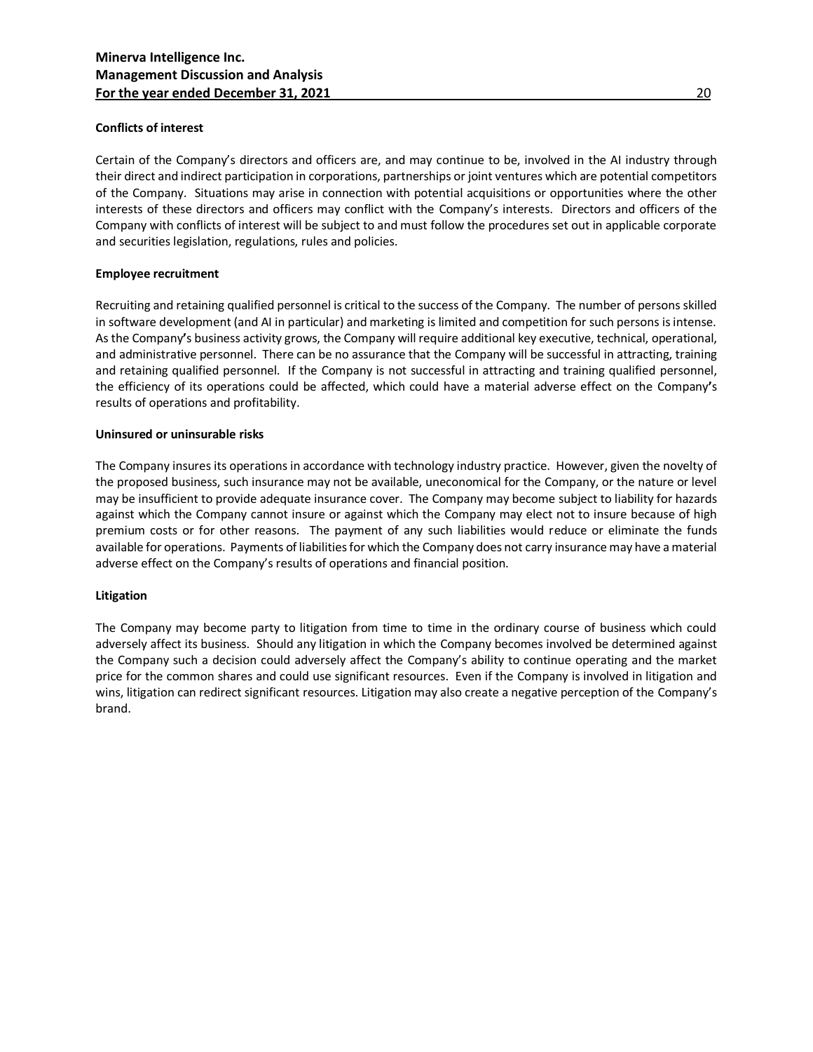**Conflicts of interest**

Certain of the Company's directors and officers are, and may continue to be, involved in the AI industry through their direct and indirect participation in corporations, partnerships or joint ventures which are potential competitors of the Company. Situations may arise in connection with potential acquisitions or opportunities where the other interests of these directors and officers may conflict with the Company's interests. Directors and officers of the Company with conflicts of interest will be subject to and must follow the procedures set out in applicable corporate and securities legislation, regulations, rules and policies.

**Employee recruitment**

Recruiting and retaining qualified personnel is critical to the success of the Company. The number of persons skilled in software development (and AI in particular) and marketing is limited and competition for such persons is intense. As the Company's business activity grows, the Company will require additional key executive, technical, operational, and administrative personnel. There can be no assurance that the Company will be successful in attracting, training and retaining qualified personnel. If the Company is not successful in attracting and training qualified personnel, the efficiency of its operations could be affected, which could have a material adverse effect on the Company's results of operations and profitability.

**Uninsured or uninsurable risks**

The Company insures its operations in accordance with technology industry practice. However, given the novelty of the proposed business, such insurance may not be available, uneconomical for the Company, or the nature or level may be insufficient to provide adequate insurance cover. The Company may become subject to liability for hazards against which the Company cannot insure or against which the Company may elect not to insure because of high premium costs or for other reasons. The payment of any such liabilities would reduce or eliminate the funds available for operations. Payments of liabilities for which the Company does not carry insurance may have a material adverse effect on the Company's results of operations and financial position.

**Litigation**

The Company may become party to litigation from time to time in the ordinary course of business which could adversely affect its business. Should any litigation in which the Company becomes involved be determined against the Company such a decision could adversely affect the Company's ability to continue operating and the market price for the common shares and could use significant resources. Even if the Company is involved in litigation and wins, litigation can redirect significant resources. Litigation may also create a negative perception of the Company's brand.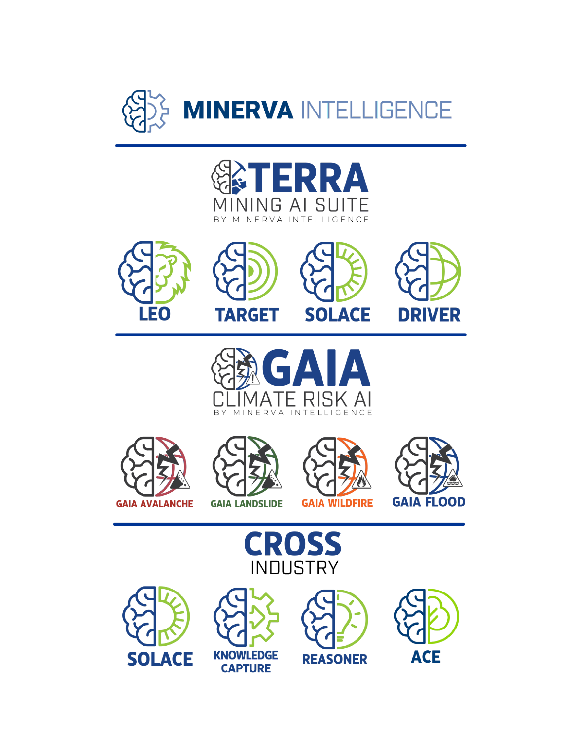# MINERVA INTELLIGENCE

---

## TERRA

MINING AI SUITE

BY MINERVA INTELLIGENCE

LEO

TARGET

SOLACE

DRIVER

---

## GAIA

CLIMATE RISK AI

BY MINERVA INTELLIGENCE

GAIA AVALANCHE

GAIA LANDSLIDE

GAIA WILDFIRE

GAIA FLOOD

---

## CROSS

INDUSTRY

SOLACE

KNOWLEDGE CAPTURE

REASONER

ACE